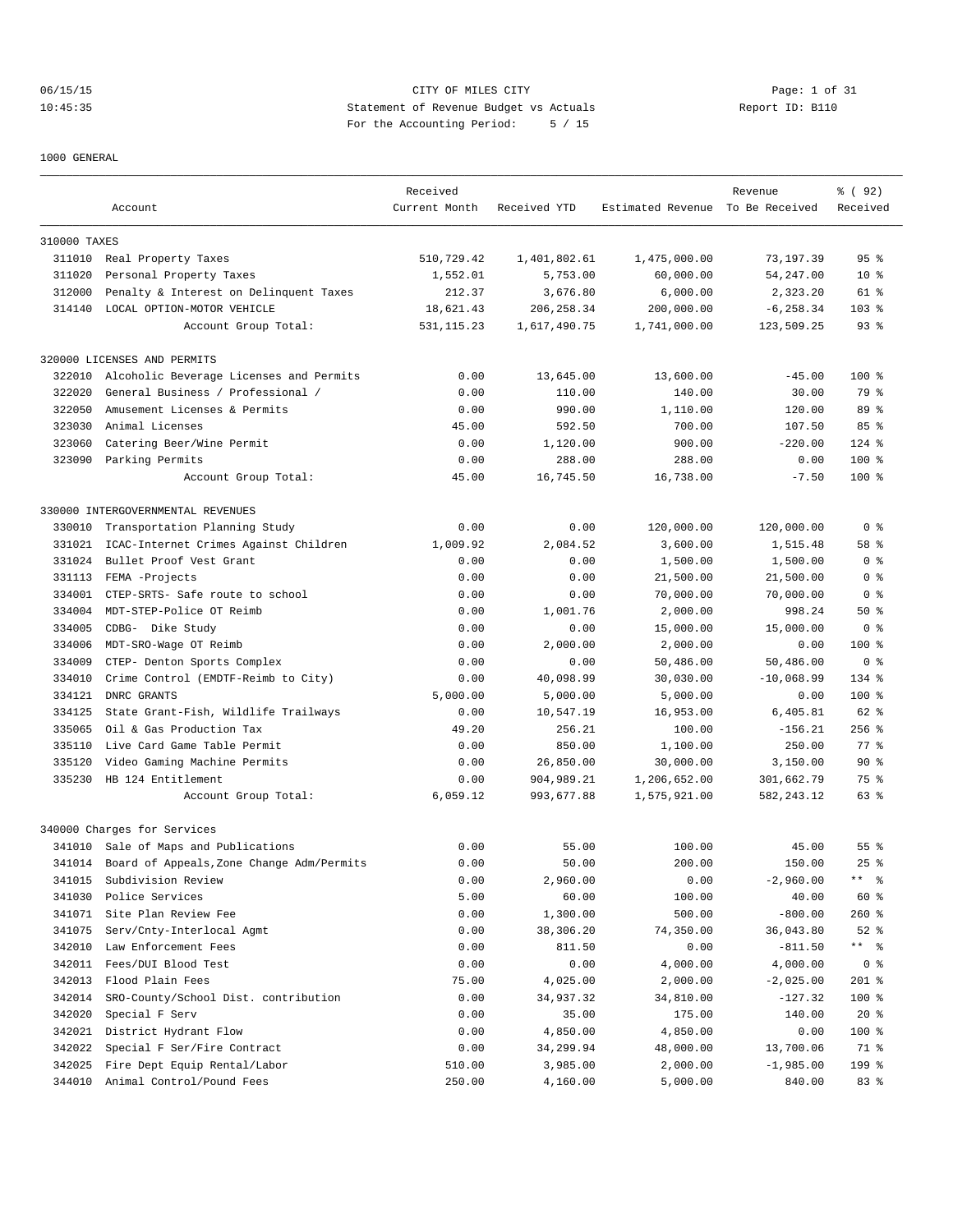CITY OF MILES CITY

Statement of Revenue Budget vs Actuals

For the Accounting Period: 5 / 15

06/15/15 10:45:35 — Report ID: B110

1000 GENERAL

| | Account | Received Current Month | Received YTD | Estimated Revenue | Revenue To Be Received | % ( 92) Received |
|---|---|---|---|---|---|---|
| 310000 TAXES | | | | | | |
| 311010 | Real Property Taxes | 510,729.42 | 1,401,802.61 | 1,475,000.00 | 73,197.39 | 95 % |
| 311020 | Personal Property Taxes | 1,552.01 | 5,753.00 | 60,000.00 | 54,247.00 | 10 % |
| 312000 | Penalty & Interest on Delinquent Taxes | 212.37 | 3,676.80 | 6,000.00 | 2,323.20 | 61 % |
| 314140 | LOCAL OPTION-MOTOR VEHICLE | 18,621.43 | 206,258.34 | 200,000.00 | -6,258.34 | 103 % |
| | Account Group Total: | 531,115.23 | 1,617,490.75 | 1,741,000.00 | 123,509.25 | 93 % |
| 320000 LICENSES AND PERMITS | | | | | | |
| 322010 | Alcoholic Beverage Licenses and Permits | 0.00 | 13,645.00 | 13,600.00 | -45.00 | 100 % |
| 322020 | General Business / Professional / | 0.00 | 110.00 | 140.00 | 30.00 | 79 % |
| 322050 | Amusement Licenses & Permits | 0.00 | 990.00 | 1,110.00 | 120.00 | 89 % |
| 323030 | Animal Licenses | 45.00 | 592.50 | 700.00 | 107.50 | 85 % |
| 323060 | Catering Beer/Wine Permit | 0.00 | 1,120.00 | 900.00 | -220.00 | 124 % |
| 323090 | Parking Permits | 0.00 | 288.00 | 288.00 | 0.00 | 100 % |
| | Account Group Total: | 45.00 | 16,745.50 | 16,738.00 | -7.50 | 100 % |
| 330000 INTERGOVERNMENTAL REVENUES | | | | | | |
| 330010 | Transportation Planning Study | 0.00 | 0.00 | 120,000.00 | 120,000.00 | 0 % |
| 331021 | ICAC-Internet Crimes Against Children | 1,009.92 | 2,084.52 | 3,600.00 | 1,515.48 | 58 % |
| 331024 | Bullet Proof Vest Grant | 0.00 | 0.00 | 1,500.00 | 1,500.00 | 0 % |
| 331113 | FEMA -Projects | 0.00 | 0.00 | 21,500.00 | 21,500.00 | 0 % |
| 334001 | CTEP-SRTS- Safe route to school | 0.00 | 0.00 | 70,000.00 | 70,000.00 | 0 % |
| 334004 | MDT-STEP-Police OT Reimb | 0.00 | 1,001.76 | 2,000.00 | 998.24 | 50 % |
| 334005 | CDBG- Dike Study | 0.00 | 0.00 | 15,000.00 | 15,000.00 | 0 % |
| 334006 | MDT-SRO-Wage OT Reimb | 0.00 | 2,000.00 | 2,000.00 | 0.00 | 100 % |
| 334009 | CTEP- Denton Sports Complex | 0.00 | 0.00 | 50,486.00 | 50,486.00 | 0 % |
| 334010 | Crime Control (EMDTF-Reimb to City) | 0.00 | 40,098.99 | 30,030.00 | -10,068.99 | 134 % |
| 334121 | DNRC GRANTS | 5,000.00 | 5,000.00 | 5,000.00 | 0.00 | 100 % |
| 334125 | State Grant-Fish, Wildlife Trailways | 0.00 | 10,547.19 | 16,953.00 | 6,405.81 | 62 % |
| 335065 | Oil & Gas Production Tax | 49.20 | 256.21 | 100.00 | -156.21 | 256 % |
| 335110 | Live Card Game Table Permit | 0.00 | 850.00 | 1,100.00 | 250.00 | 77 % |
| 335120 | Video Gaming Machine Permits | 0.00 | 26,850.00 | 30,000.00 | 3,150.00 | 90 % |
| 335230 | HB 124 Entitlement | 0.00 | 904,989.21 | 1,206,652.00 | 301,662.79 | 75 % |
| | Account Group Total: | 6,059.12 | 993,677.88 | 1,575,921.00 | 582,243.12 | 63 % |
| 340000 Charges for Services | | | | | | |
| 341010 | Sale of Maps and Publications | 0.00 | 55.00 | 100.00 | 45.00 | 55 % |
| 341014 | Board of Appeals,Zone Change Adm/Permits | 0.00 | 50.00 | 200.00 | 150.00 | 25 % |
| 341015 | Subdivision Review | 0.00 | 2,960.00 | 0.00 | -2,960.00 | ** % |
| 341030 | Police Services | 5.00 | 60.00 | 100.00 | 40.00 | 60 % |
| 341071 | Site Plan Review Fee | 0.00 | 1,300.00 | 500.00 | -800.00 | 260 % |
| 341075 | Serv/Cnty-Interlocal Agmt | 0.00 | 38,306.20 | 74,350.00 | 36,043.80 | 52 % |
| 342010 | Law Enforcement Fees | 0.00 | 811.50 | 0.00 | -811.50 | ** % |
| 342011 | Fees/DUI Blood Test | 0.00 | 0.00 | 4,000.00 | 4,000.00 | 0 % |
| 342013 | Flood Plain Fees | 75.00 | 4,025.00 | 2,000.00 | -2,025.00 | 201 % |
| 342014 | SRO-County/School Dist. contribution | 0.00 | 34,937.32 | 34,810.00 | -127.32 | 100 % |
| 342020 | Special F Serv | 0.00 | 35.00 | 175.00 | 140.00 | 20 % |
| 342021 | District Hydrant Flow | 0.00 | 4,850.00 | 4,850.00 | 0.00 | 100 % |
| 342022 | Special F Ser/Fire Contract | 0.00 | 34,299.94 | 48,000.00 | 13,700.06 | 71 % |
| 342025 | Fire Dept Equip Rental/Labor | 510.00 | 3,985.00 | 2,000.00 | -1,985.00 | 199 % |
| 344010 | Animal Control/Pound Fees | 250.00 | 4,160.00 | 5,000.00 | 840.00 | 83 % |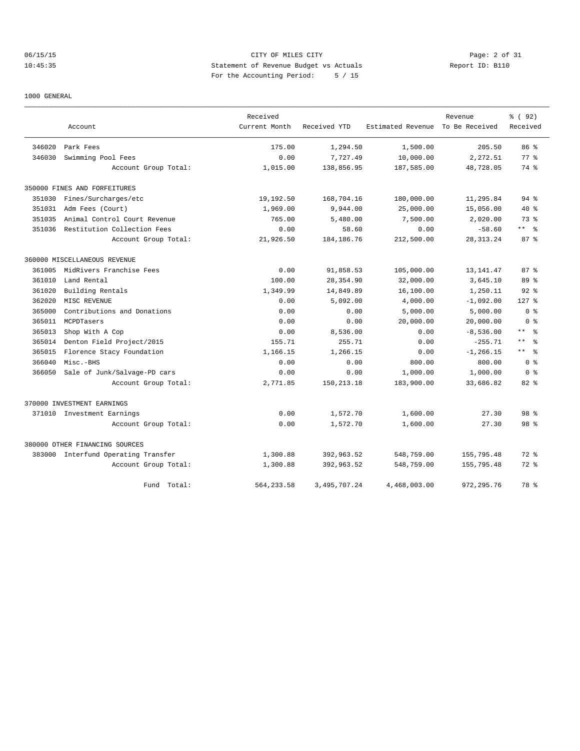CITY OF MILES CITY
Statement of Revenue Budget vs Actuals
For the Accounting Period: 5 / 15

1000 GENERAL

| | Account | Received Current Month | Received YTD | Estimated Revenue | Revenue To Be Received | % ( 92) Received |
|---|---|---|---|---|---|---|
| 346020 | Park Fees | 175.00 | 1,294.50 | 1,500.00 | 205.50 | 86 % |
| 346030 | Swimming Pool Fees | 0.00 | 7,727.49 | 10,000.00 | 2,272.51 | 77 % |
| | Account Group Total: | 1,015.00 | 138,856.95 | 187,585.00 | 48,728.05 | 74 % |
| 350000 FINES AND FORFEITURES | | | | | | |
| 351030 | Fines/Surcharges/etc | 19,192.50 | 168,704.16 | 180,000.00 | 11,295.84 | 94 % |
| 351031 | Adm Fees (Court) | 1,969.00 | 9,944.00 | 25,000.00 | 15,056.00 | 40 % |
| 351035 | Animal Control Court Revenue | 765.00 | 5,480.00 | 7,500.00 | 2,020.00 | 73 % |
| 351036 | Restitution Collection Fees | 0.00 | 58.60 | 0.00 | -58.60 | ** % |
| | Account Group Total: | 21,926.50 | 184,186.76 | 212,500.00 | 28,313.24 | 87 % |
| 360000 MISCELLANEOUS REVENUE | | | | | | |
| 361005 | MidRivers Franchise Fees | 0.00 | 91,858.53 | 105,000.00 | 13,141.47 | 87 % |
| 361010 | Land Rental | 100.00 | 28,354.90 | 32,000.00 | 3,645.10 | 89 % |
| 361020 | Building Rentals | 1,349.99 | 14,849.89 | 16,100.00 | 1,250.11 | 92 % |
| 362020 | MISC REVENUE | 0.00 | 5,092.00 | 4,000.00 | -1,092.00 | 127 % |
| 365000 | Contributions and Donations | 0.00 | 0.00 | 5,000.00 | 5,000.00 | 0 % |
| 365011 | MCPDTasers | 0.00 | 0.00 | 20,000.00 | 20,000.00 | 0 % |
| 365013 | Shop With A Cop | 0.00 | 8,536.00 | 0.00 | -8,536.00 | ** % |
| 365014 | Denton Field Project/2015 | 155.71 | 255.71 | 0.00 | -255.71 | ** % |
| 365015 | Florence Stacy Foundation | 1,166.15 | 1,266.15 | 0.00 | -1,266.15 | ** % |
| 366040 | Misc.-BHS | 0.00 | 0.00 | 800.00 | 800.00 | 0 % |
| 366050 | Sale of Junk/Salvage-PD cars | 0.00 | 0.00 | 1,000.00 | 1,000.00 | 0 % |
| | Account Group Total: | 2,771.85 | 150,213.18 | 183,900.00 | 33,686.82 | 82 % |
| 370000 INVESTMENT EARNINGS | | | | | | |
| 371010 | Investment Earnings | 0.00 | 1,572.70 | 1,600.00 | 27.30 | 98 % |
| | Account Group Total: | 0.00 | 1,572.70 | 1,600.00 | 27.30 | 98 % |
| 380000 OTHER FINANCING SOURCES | | | | | | |
| 383000 | Interfund Operating Transfer | 1,300.88 | 392,963.52 | 548,759.00 | 155,795.48 | 72 % |
| | Account Group Total: | 1,300.88 | 392,963.52 | 548,759.00 | 155,795.48 | 72 % |
| | Fund Total: | 564,233.58 | 3,495,707.24 | 4,468,003.00 | 972,295.76 | 78 % |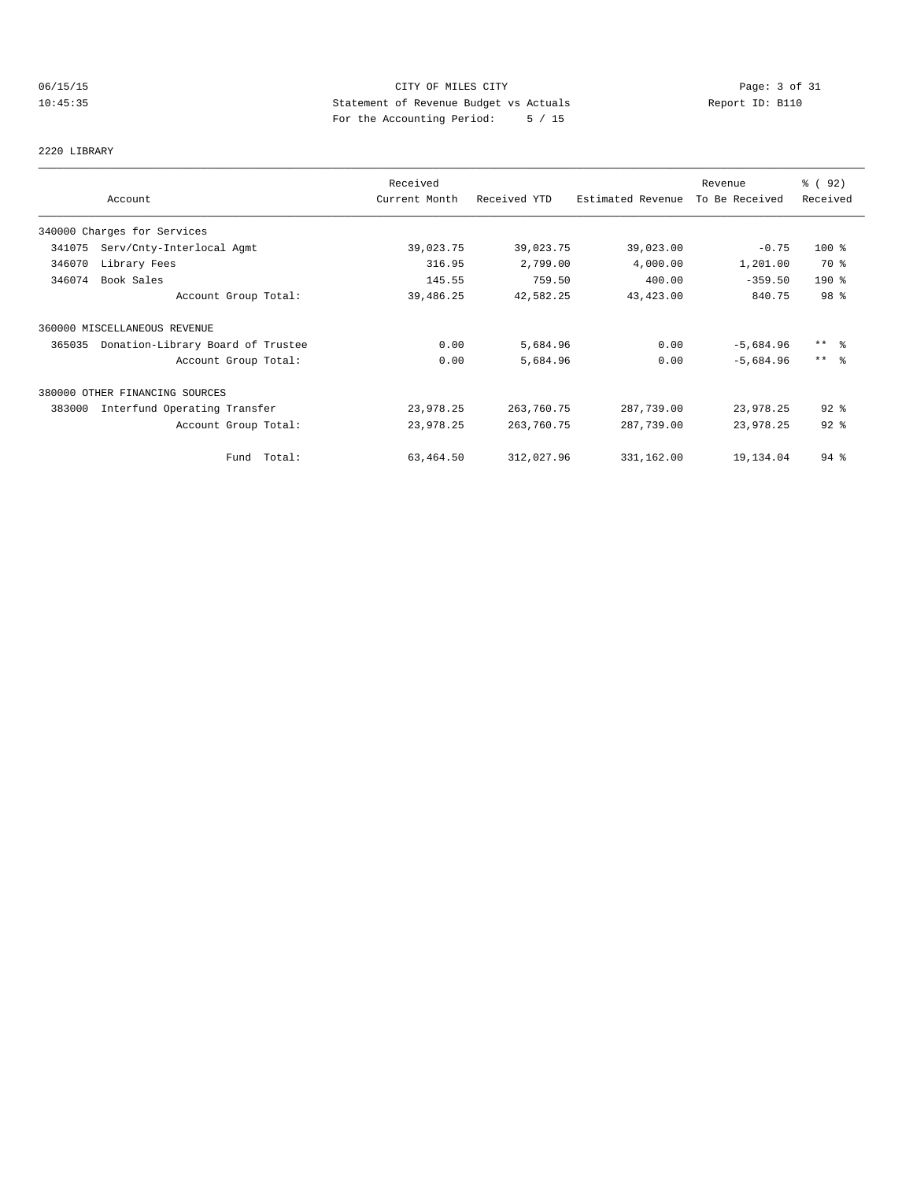CITY OF MILES CITY
Statement of Revenue Budget vs Actuals
For the Accounting Period: 5 / 15

06/15/15 10:45:35 — Report ID: B110

## 2220 LIBRARY

| Account | Received Current Month | Received YTD | Estimated Revenue | Revenue To Be Received | % ( 92) Received |
|---|---|---|---|---|---|
| 340000 Charges for Services | | | | | |
| 341075 Serv/Cnty-Interlocal Agmt | 39,023.75 | 39,023.75 | 39,023.00 | -0.75 | 100 % |
| 346070 Library Fees | 316.95 | 2,799.00 | 4,000.00 | 1,201.00 | 70 % |
| 346074 Book Sales | 145.55 | 759.50 | 400.00 | -359.50 | 190 % |
| Account Group Total: | 39,486.25 | 42,582.25 | 43,423.00 | 840.75 | 98 % |
| 360000 MISCELLANEOUS REVENUE | | | | | |
| 365035 Donation-Library Board of Trustee | 0.00 | 5,684.96 | 0.00 | -5,684.96 | ** % |
| Account Group Total: | 0.00 | 5,684.96 | 0.00 | -5,684.96 | ** % |
| 380000 OTHER FINANCING SOURCES | | | | | |
| 383000 Interfund Operating Transfer | 23,978.25 | 263,760.75 | 287,739.00 | 23,978.25 | 92 % |
| Account Group Total: | 23,978.25 | 263,760.75 | 287,739.00 | 23,978.25 | 92 % |
| Fund Total: | 63,464.50 | 312,027.96 | 331,162.00 | 19,134.04 | 94 % |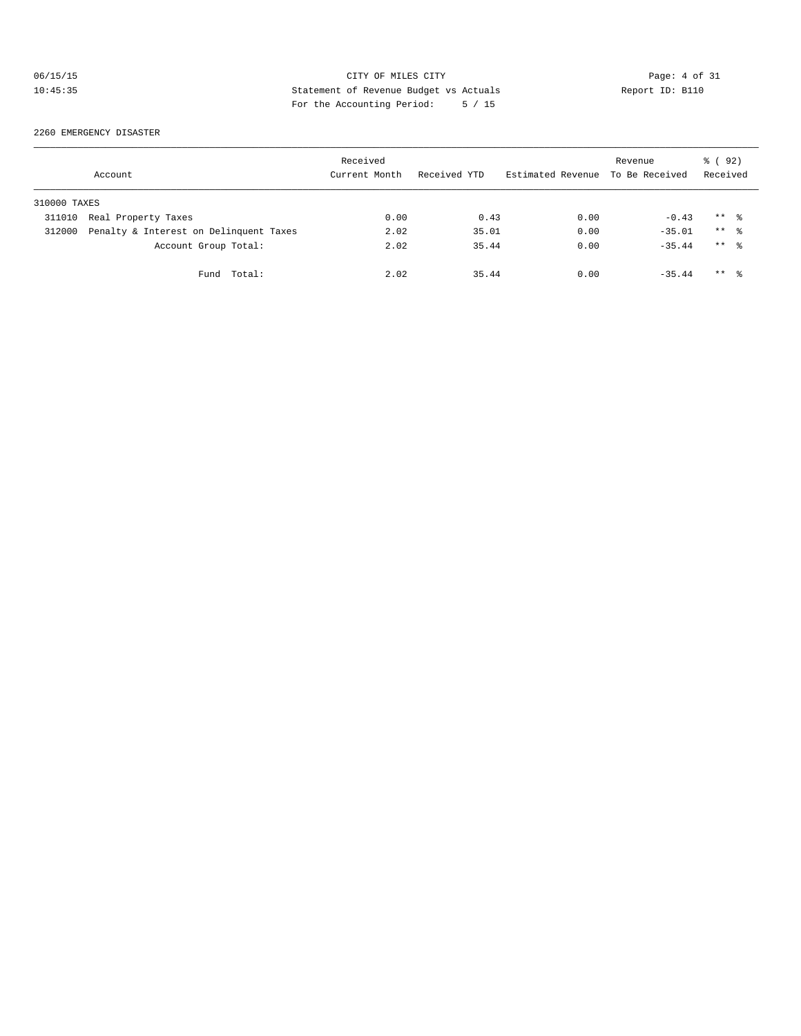CITY OF MILES CITY
Statement of Revenue Budget vs Actuals
For the Accounting Period: 5 / 15

06/15/15
10:45:35

Report ID: B110

2260 EMERGENCY DISASTER

| Account | | Received Current Month | Received YTD | Estimated Revenue | Revenue To Be Received | % ( 92) Received |
|---|---|---|---|---|---|---|
| 310000 TAXES | | | | | | |
| 311010 | Real Property Taxes | 0.00 | 0.43 | 0.00 | -0.43 | ** % |
| 312000 | Penalty & Interest on Delinquent Taxes | 2.02 | 35.01 | 0.00 | -35.01 | ** % |
| | Account Group Total: | 2.02 | 35.44 | 0.00 | -35.44 | ** % |
| | Fund Total: | 2.02 | 35.44 | 0.00 | -35.44 | ** % |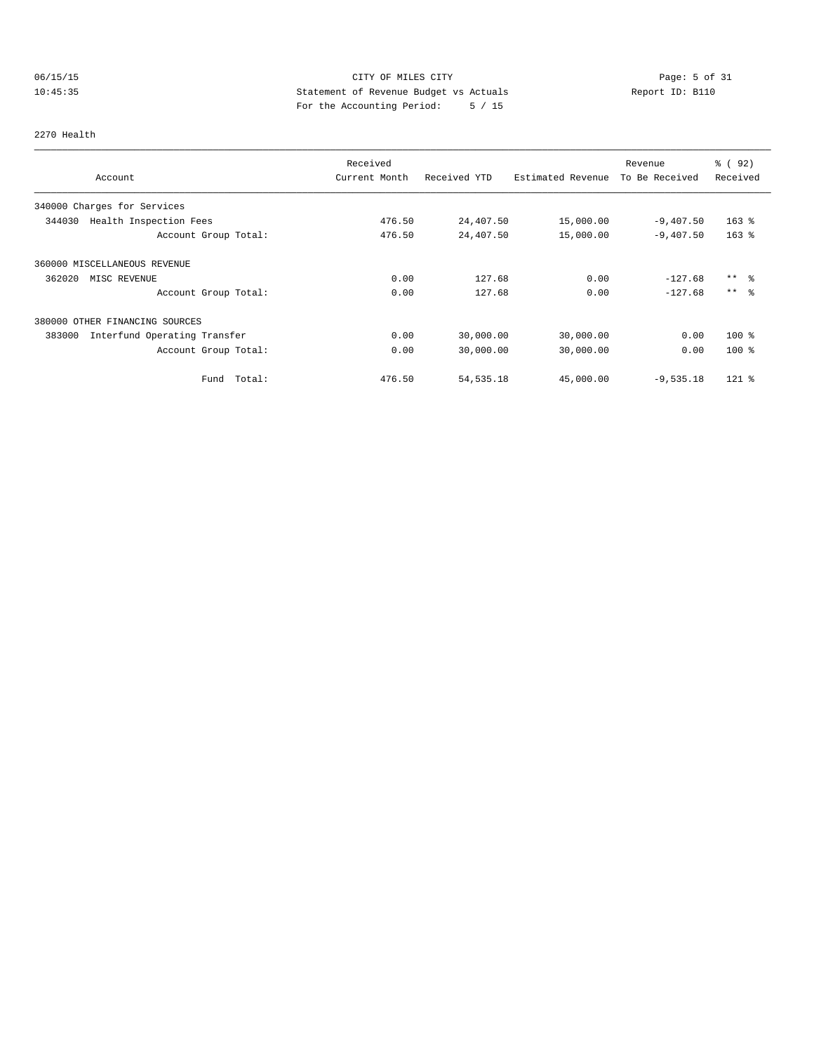CITY OF MILES CITY
Statement of Revenue Budget vs Actuals
For the Accounting Period: 5 / 15

06/15/15
10:45:35

Report ID: B110

2270 Health

| Account | Received Current Month | Received YTD | Estimated Revenue | Revenue To Be Received | % ( 92) Received |
|---|---|---|---|---|---|
| 340000 Charges for Services | | | | | |
| 344030 Health Inspection Fees | 476.50 | 24,407.50 | 15,000.00 | -9,407.50 | 163 % |
| Account Group Total: | 476.50 | 24,407.50 | 15,000.00 | -9,407.50 | 163 % |
| 360000 MISCELLANEOUS REVENUE | | | | | |
| 362020 MISC REVENUE | 0.00 | 127.68 | 0.00 | -127.68 | ** % |
| Account Group Total: | 0.00 | 127.68 | 0.00 | -127.68 | ** % |
| 380000 OTHER FINANCING SOURCES | | | | | |
| 383000 Interfund Operating Transfer | 0.00 | 30,000.00 | 30,000.00 | 0.00 | 100 % |
| Account Group Total: | 0.00 | 30,000.00 | 30,000.00 | 0.00 | 100 % |
| Fund Total: | 476.50 | 54,535.18 | 45,000.00 | -9,535.18 | 121 % |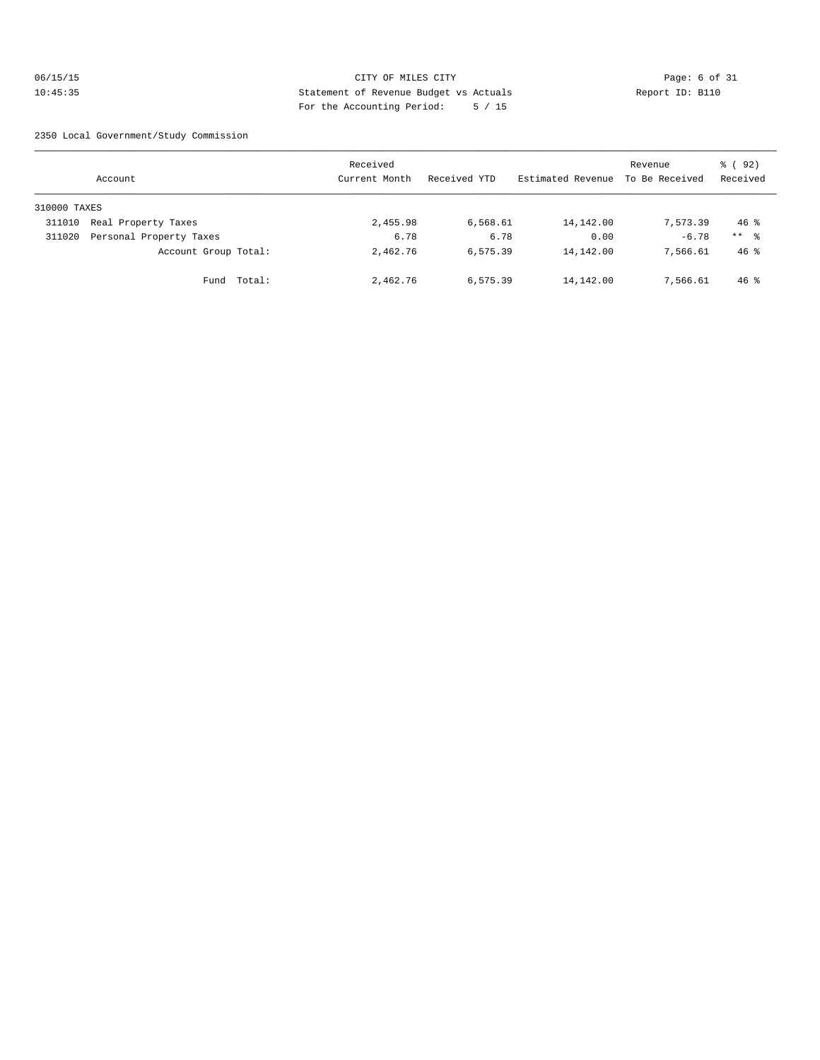CITY OF MILES CITY

Statement of Revenue Budget vs Actuals

Report ID: B110

For the Accounting Period: 5 / 15

2350 Local Government/Study Commission

| Account | | Received Current Month | Received YTD | Estimated Revenue | Revenue To Be Received | % ( 92) Received |
|---|---|---|---|---|---|---|
| 310000 TAXES | | | | | | |
| 311010 | Real Property Taxes | 2,455.98 | 6,568.61 | 14,142.00 | 7,573.39 | 46 % |
| 311020 | Personal Property Taxes | 6.78 | 6.78 | 0.00 | -6.78 | ** % |
| | Account Group Total: | 2,462.76 | 6,575.39 | 14,142.00 | 7,566.61 | 46 % |
| | Fund Total: | 2,462.76 | 6,575.39 | 14,142.00 | 7,566.61 | 46 % |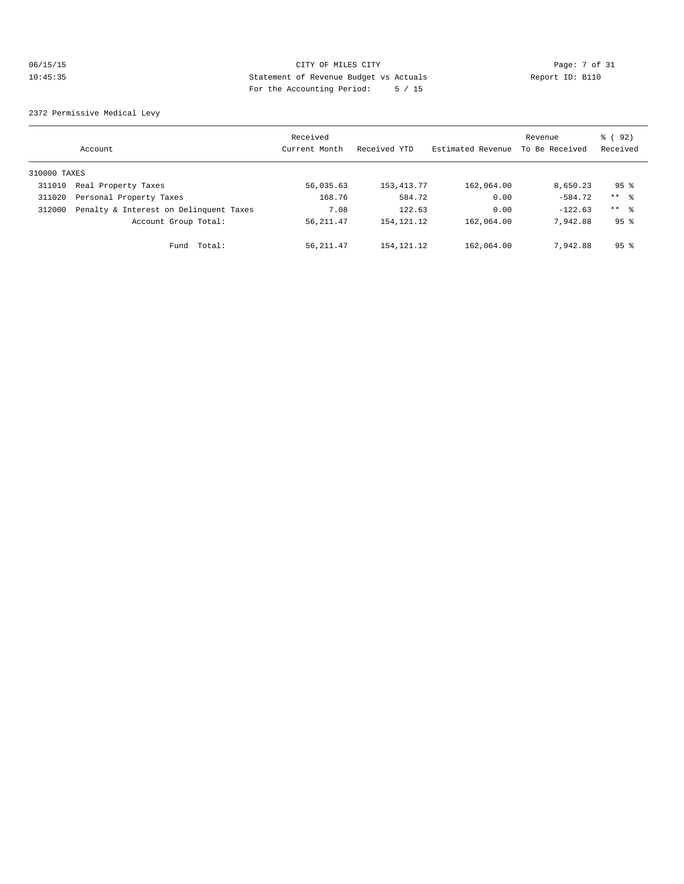CITY OF MILES CITY
Statement of Revenue Budget vs Actuals
For the Accounting Period: 5 / 15

06/15/15
10:45:35

Report ID: B110

2372 Permissive Medical Levy

| Account | Received Current Month | Received YTD | Estimated Revenue | Revenue To Be Received | % ( 92) Received |
|---|---|---|---|---|---|
| 310000 TAXES | | | | | |
| 311010 Real Property Taxes | 56,035.63 | 153,413.77 | 162,064.00 | 8,650.23 | 95 % |
| 311020 Personal Property Taxes | 168.76 | 584.72 | 0.00 | -584.72 | ** % |
| 312000 Penalty & Interest on Delinquent Taxes | 7.08 | 122.63 | 0.00 | -122.63 | ** % |
| Account Group Total: | 56,211.47 | 154,121.12 | 162,064.00 | 7,942.88 | 95 % |
| Fund Total: | 56,211.47 | 154,121.12 | 162,064.00 | 7,942.88 | 95 % |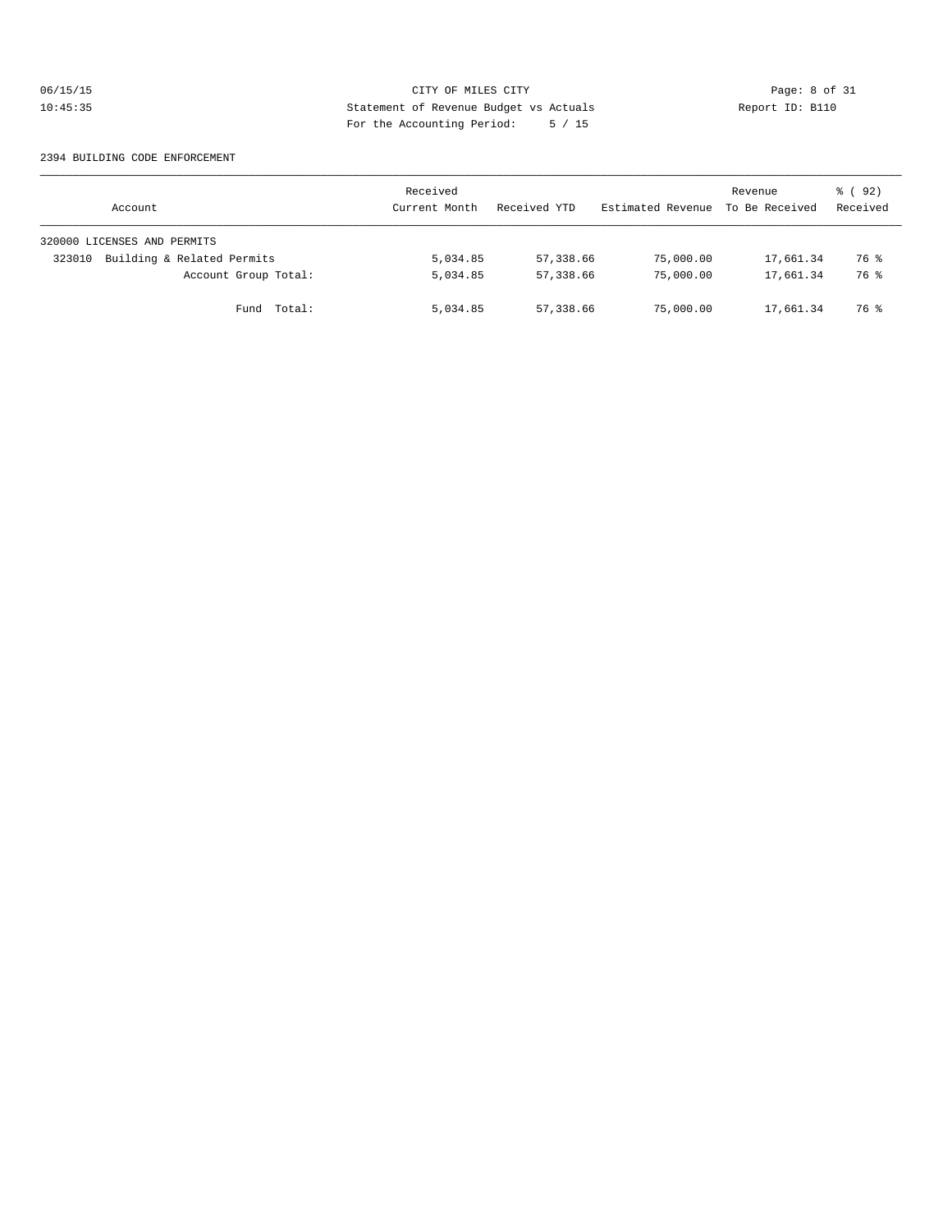CITY OF MILES CITY
Statement of Revenue Budget vs Actuals
For the Accounting Period: 5 / 15

06/15/15
10:45:35

Report ID: B110

2394 BUILDING CODE ENFORCEMENT

| Account | Received Current Month | Received YTD | Estimated Revenue | Revenue To Be Received | % ( 92) Received |
|---|---|---|---|---|---|
| 320000 LICENSES AND PERMITS | | | | | |
| 323010 Building & Related Permits | 5,034.85 | 57,338.66 | 75,000.00 | 17,661.34 | 76 % |
| Account Group Total: | 5,034.85 | 57,338.66 | 75,000.00 | 17,661.34 | 76 % |
| Fund Total: | 5,034.85 | 57,338.66 | 75,000.00 | 17,661.34 | 76 % |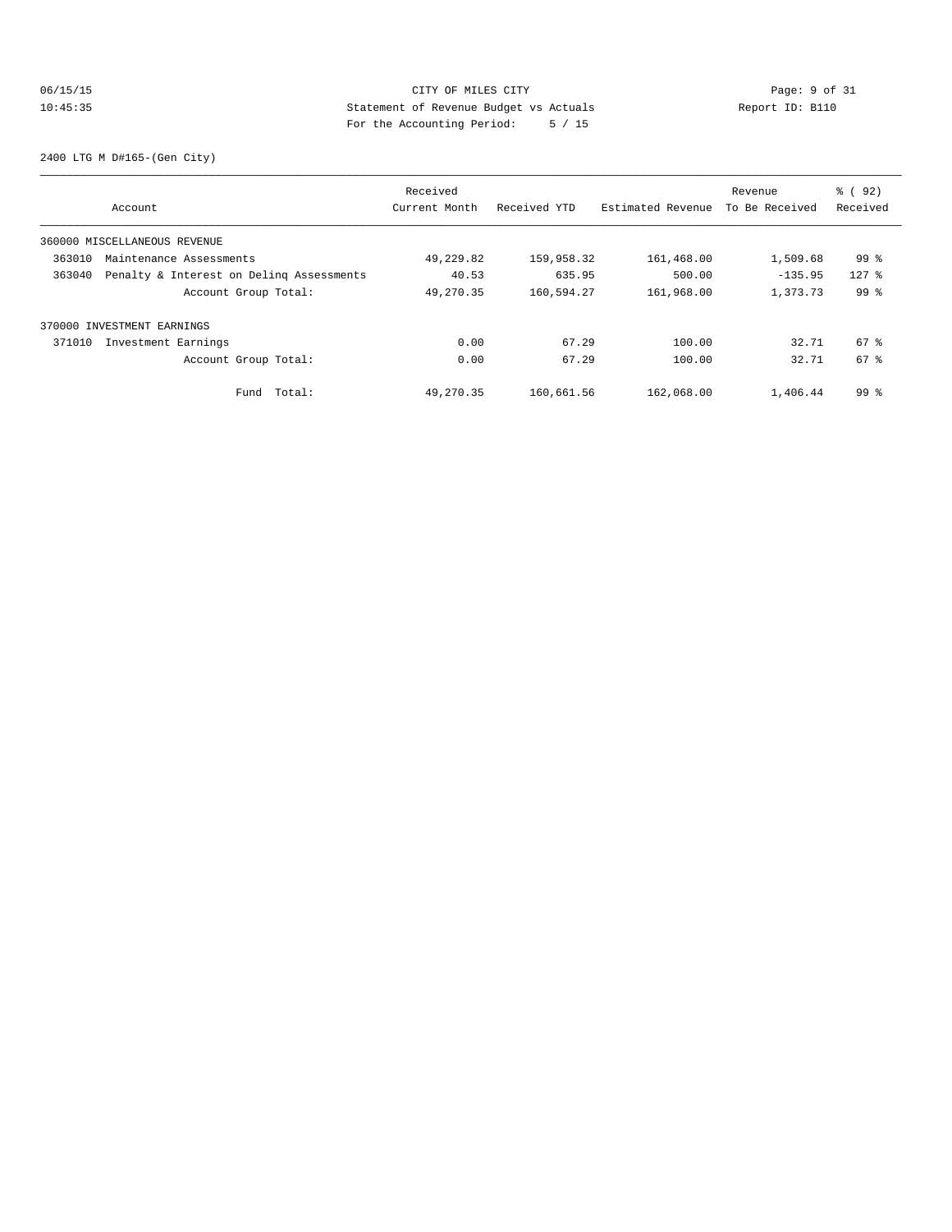CITY OF MILES CITY
Statement of Revenue Budget vs Actuals
For the Accounting Period: 5 / 15

06/15/15
10:45:35

Report ID: B110

2400 LTG M D#165-(Gen City)

| Account | Received Current Month | Received YTD | Estimated Revenue | Revenue To Be Received | % ( 92) Received |
|---|---|---|---|---|---|
| 360000 MISCELLANEOUS REVENUE | | | | | |
| 363010 Maintenance Assessments | 49,229.82 | 159,958.32 | 161,468.00 | 1,509.68 | 99 % |
| 363040 Penalty & Interest on Delinq Assessments | 40.53 | 635.95 | 500.00 | -135.95 | 127 % |
| Account Group Total: | 49,270.35 | 160,594.27 | 161,968.00 | 1,373.73 | 99 % |
| 370000 INVESTMENT EARNINGS | | | | | |
| 371010 Investment Earnings | 0.00 | 67.29 | 100.00 | 32.71 | 67 % |
| Account Group Total: | 0.00 | 67.29 | 100.00 | 32.71 | 67 % |
| Fund Total: | 49,270.35 | 160,661.56 | 162,068.00 | 1,406.44 | 99 % |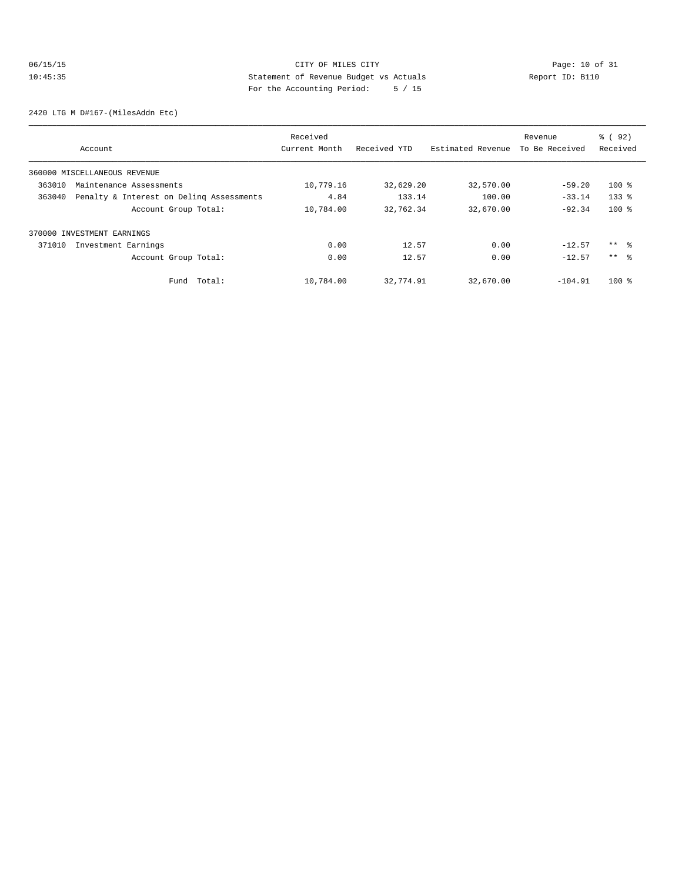CITY OF MILES CITY
Statement of Revenue Budget vs Actuals
For the Accounting Period: 5 / 15

06/15/15
10:45:35

Report ID: B110

2420 LTG M D#167-(MilesAddn Etc)

| Account | Received Current Month | Received YTD | Estimated Revenue | Revenue To Be Received | % ( 92) Received |
|---|---|---|---|---|---|
| 360000 MISCELLANEOUS REVENUE | | | | | |
| 363010 Maintenance Assessments | 10,779.16 | 32,629.20 | 32,570.00 | -59.20 | 100 % |
| 363040 Penalty & Interest on Delinq Assessments | 4.84 | 133.14 | 100.00 | -33.14 | 133 % |
| Account Group Total: | 10,784.00 | 32,762.34 | 32,670.00 | -92.34 | 100 % |
| 370000 INVESTMENT EARNINGS | | | | | |
| 371010 Investment Earnings | 0.00 | 12.57 | 0.00 | -12.57 | ** % |
| Account Group Total: | 0.00 | 12.57 | 0.00 | -12.57 | ** % |
| Fund Total: | 10,784.00 | 32,774.91 | 32,670.00 | -104.91 | 100 % |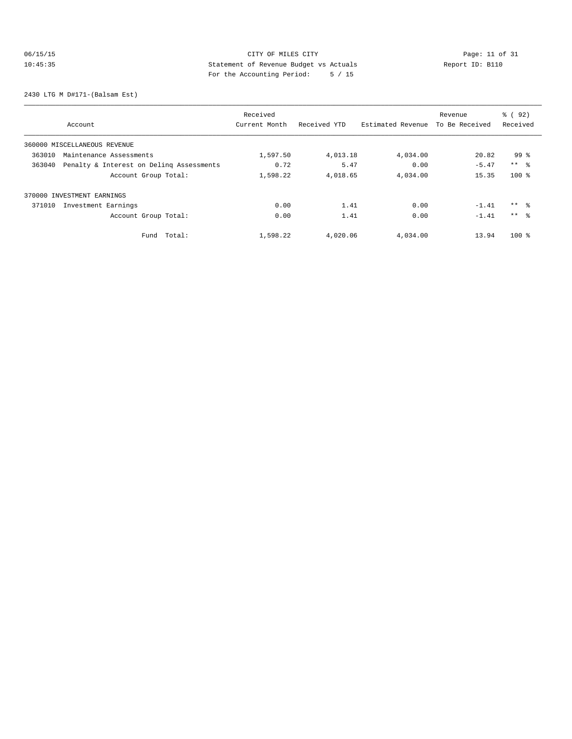CITY OF MILES CITY
Statement of Revenue Budget vs Actuals
For the Accounting Period: 5 / 15

06/15/15
10:45:35

Report ID: B110

2430 LTG M D#171-(Balsam Est)

| Account | Received Current Month | Received YTD | Estimated Revenue | Revenue To Be Received | % ( 92) Received |
|---|---|---|---|---|---|
| 360000 MISCELLANEOUS REVENUE | | | | | |
| 363010 Maintenance Assessments | 1,597.50 | 4,013.18 | 4,034.00 | 20.82 | 99 % |
| 363040 Penalty & Interest on Delinq Assessments | 0.72 | 5.47 | 0.00 | -5.47 | ** % |
| Account Group Total: | 1,598.22 | 4,018.65 | 4,034.00 | 15.35 | 100 % |
| 370000 INVESTMENT EARNINGS | | | | | |
| 371010 Investment Earnings | 0.00 | 1.41 | 0.00 | -1.41 | ** % |
| Account Group Total: | 0.00 | 1.41 | 0.00 | -1.41 | ** % |
| Fund Total: | 1,598.22 | 4,020.06 | 4,034.00 | 13.94 | 100 % |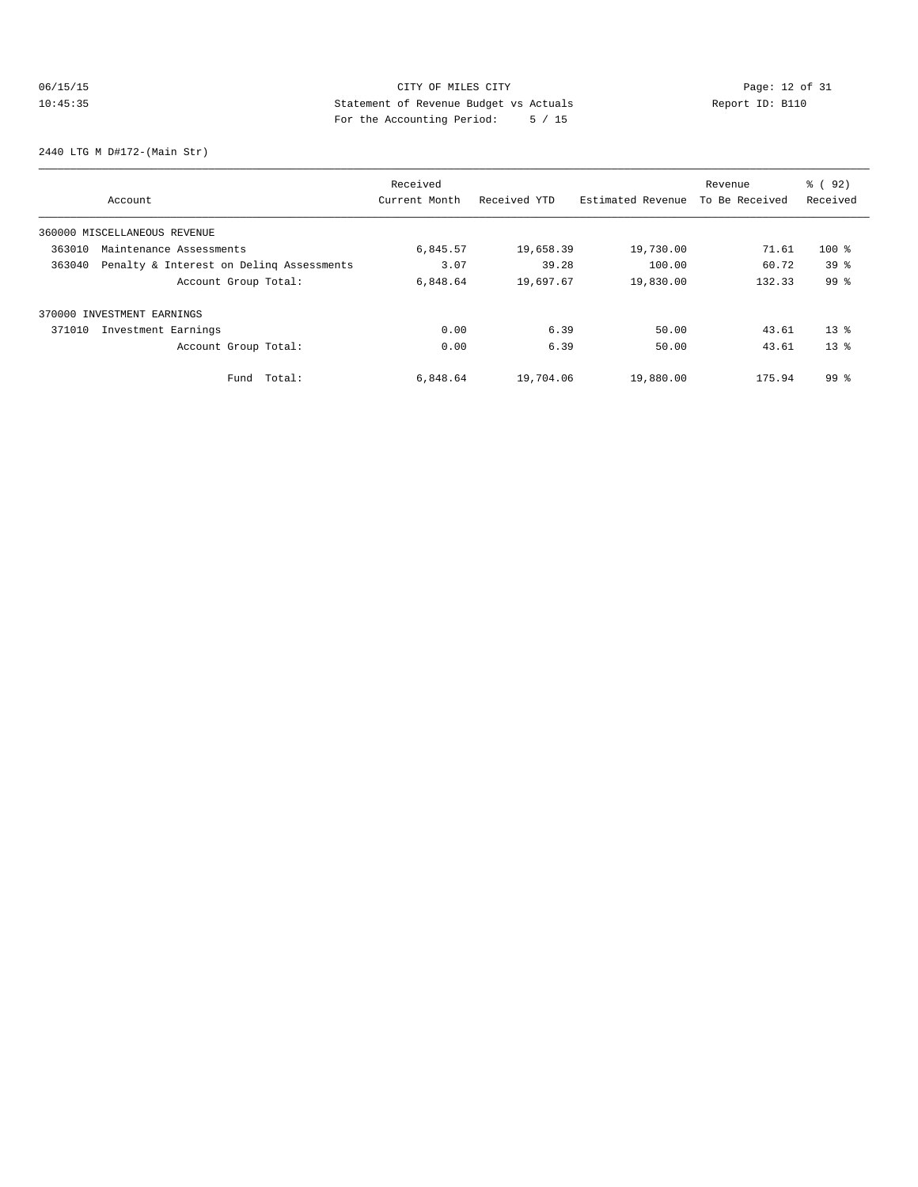CITY OF MILES CITY
Statement of Revenue Budget vs Actuals
For the Accounting Period: 5 / 15

06/15/15
10:45:35

Report ID: B110

2440 LTG M D#172-(Main Str)

| Account | Received Current Month | Received YTD | Estimated Revenue | Revenue To Be Received | % ( 92) Received |
|---|---|---|---|---|---|
| 360000 MISCELLANEOUS REVENUE | | | | | |
| 363010 Maintenance Assessments | 6,845.57 | 19,658.39 | 19,730.00 | 71.61 | 100 % |
| 363040 Penalty & Interest on Delinq Assessments | 3.07 | 39.28 | 100.00 | 60.72 | 39 % |
| Account Group Total: | 6,848.64 | 19,697.67 | 19,830.00 | 132.33 | 99 % |
| 370000 INVESTMENT EARNINGS | | | | | |
| 371010 Investment Earnings | 0.00 | 6.39 | 50.00 | 43.61 | 13 % |
| Account Group Total: | 0.00 | 6.39 | 50.00 | 43.61 | 13 % |
| Fund Total: | 6,848.64 | 19,704.06 | 19,880.00 | 175.94 | 99 % |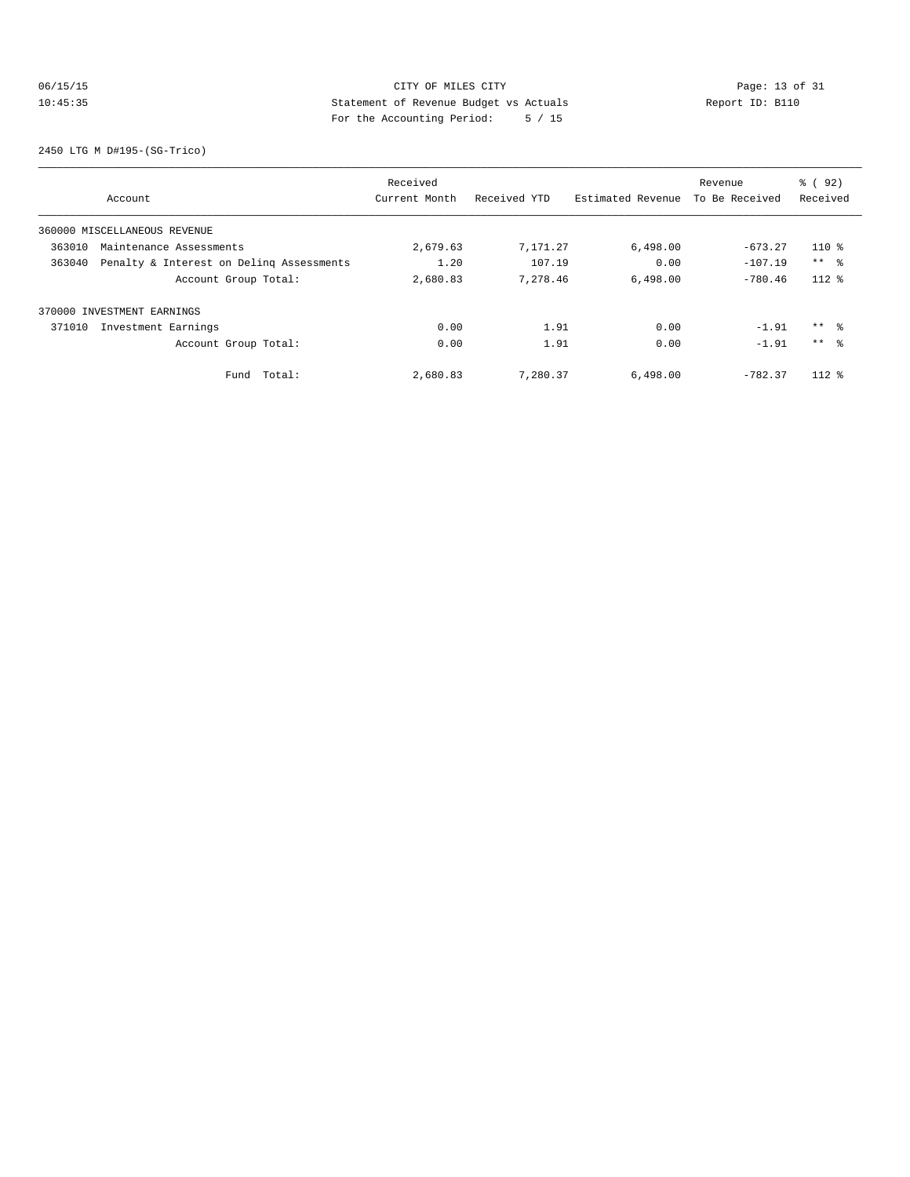CITY OF MILES CITY
Statement of Revenue Budget vs Actuals
For the Accounting Period: 5 / 15

06/15/15
10:45:35

Report ID: B110

2450 LTG M D#195-(SG-Trico)

| Account | Received Current Month | Received YTD | Estimated Revenue | Revenue To Be Received | % ( 92) Received |
|---|---|---|---|---|---|
| 360000 MISCELLANEOUS REVENUE | | | | | |
| 363010 Maintenance Assessments | 2,679.63 | 7,171.27 | 6,498.00 | -673.27 | 110 % |
| 363040 Penalty & Interest on Delinq Assessments | 1.20 | 107.19 | 0.00 | -107.19 | ** % |
| Account Group Total: | 2,680.83 | 7,278.46 | 6,498.00 | -780.46 | 112 % |
| 370000 INVESTMENT EARNINGS | | | | | |
| 371010 Investment Earnings | 0.00 | 1.91 | 0.00 | -1.91 | ** % |
| Account Group Total: | 0.00 | 1.91 | 0.00 | -1.91 | ** % |
| Fund Total: | 2,680.83 | 7,280.37 | 6,498.00 | -782.37 | 112 % |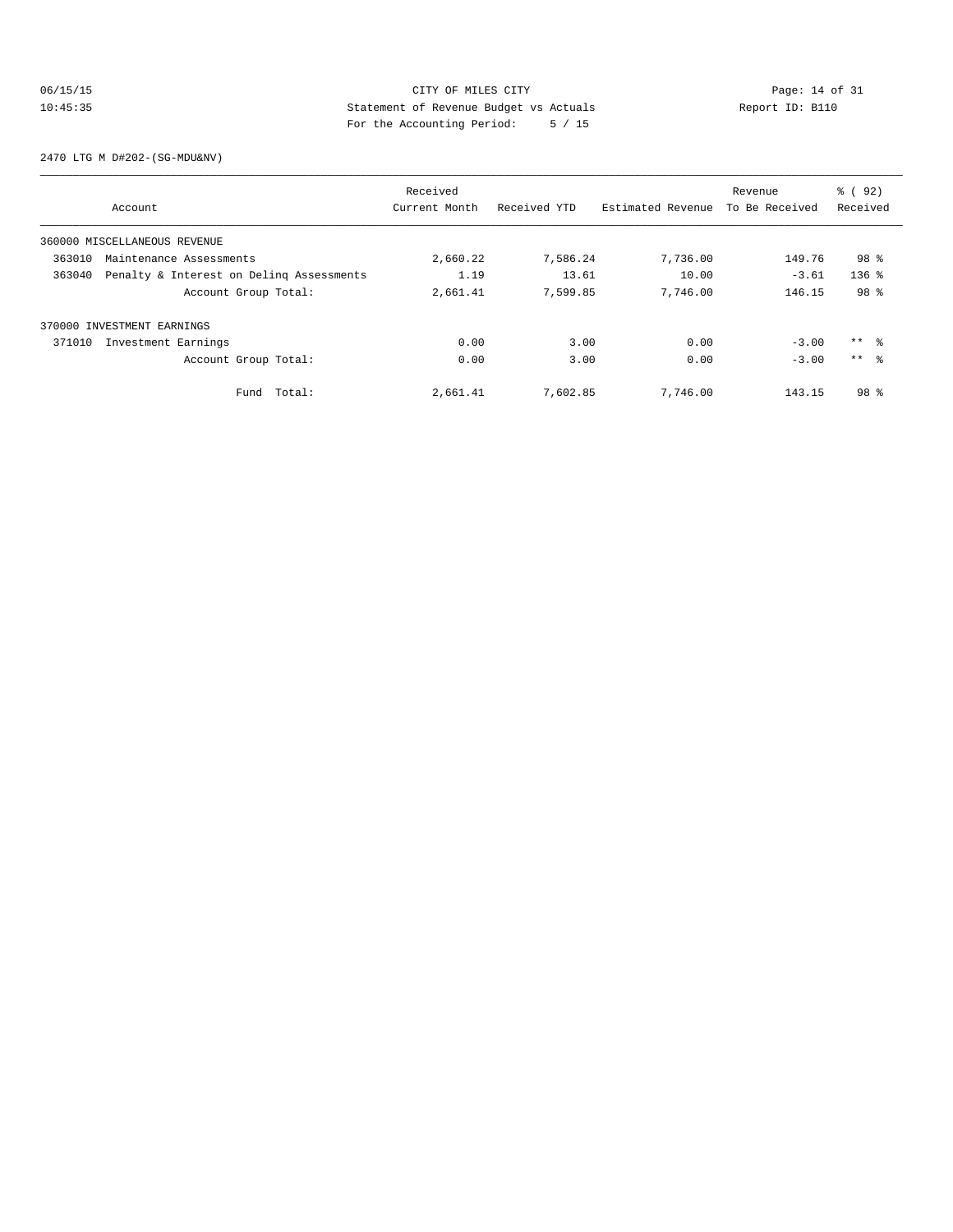CITY OF MILES CITY
Statement of Revenue Budget vs Actuals
For the Accounting Period: 5 / 15

06/15/15
10:45:35

Report ID: B110

2470 LTG M D#202-(SG-MDU&NV)

| Account | Received Current Month | Received YTD | Estimated Revenue | Revenue To Be Received | % ( 92) Received |
|---|---|---|---|---|---|
| 360000 MISCELLANEOUS REVENUE | | | | | |
| 363010 Maintenance Assessments | 2,660.22 | 7,586.24 | 7,736.00 | 149.76 | 98 % |
| 363040 Penalty & Interest on Delinq Assessments | 1.19 | 13.61 | 10.00 | -3.61 | 136 % |
| Account Group Total: | 2,661.41 | 7,599.85 | 7,746.00 | 146.15 | 98 % |
| 370000 INVESTMENT EARNINGS | | | | | |
| 371010 Investment Earnings | 0.00 | 3.00 | 0.00 | -3.00 | ** % |
| Account Group Total: | 0.00 | 3.00 | 0.00 | -3.00 | ** % |
| Fund Total: | 2,661.41 | 7,602.85 | 7,746.00 | 143.15 | 98 % |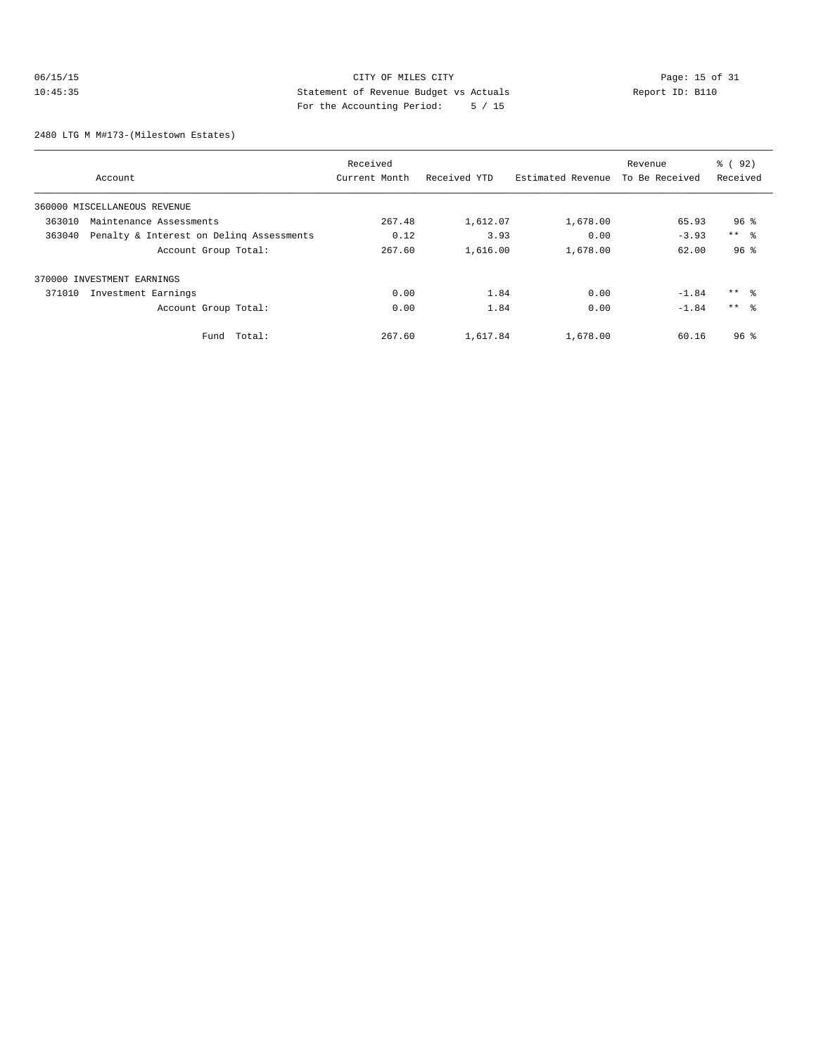CITY OF MILES CITY
Statement of Revenue Budget vs Actuals
For the Accounting Period: 5 / 15

06/15/15 10:45:35 Report ID: B110

2480 LTG M M#173-(Milestown Estates)

| Account | Received Current Month | Received YTD | Estimated Revenue | Revenue To Be Received | % ( 92) Received |
|---|---|---|---|---|---|
| 360000 MISCELLANEOUS REVENUE | | | | | |
| 363010 Maintenance Assessments | 267.48 | 1,612.07 | 1,678.00 | 65.93 | 96 % |
| 363040 Penalty & Interest on Delinq Assessments | 0.12 | 3.93 | 0.00 | -3.93 | ** % |
| Account Group Total: | 267.60 | 1,616.00 | 1,678.00 | 62.00 | 96 % |
| 370000 INVESTMENT EARNINGS | | | | | |
| 371010 Investment Earnings | 0.00 | 1.84 | 0.00 | -1.84 | ** % |
| Account Group Total: | 0.00 | 1.84 | 0.00 | -1.84 | ** % |
| Fund Total: | 267.60 | 1,617.84 | 1,678.00 | 60.16 | 96 % |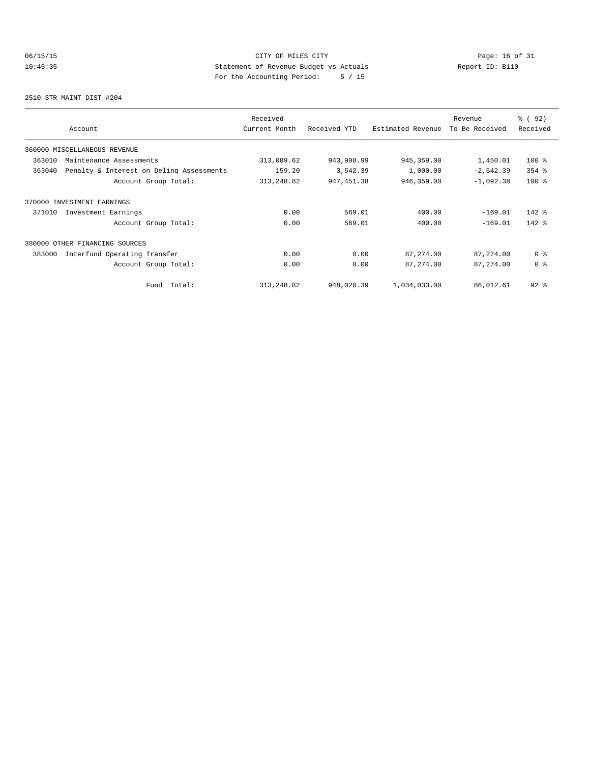CITY OF MILES CITY
Statement of Revenue Budget vs Actuals
For the Accounting Period: 5 / 15

06/15/15
10:45:35

Report ID: B110

2510 STR MAINT DIST #204

| Account | Received Current Month | Received YTD | Estimated Revenue | Revenue To Be Received | % ( 92) Received |
|---|---|---|---|---|---|
| 360000 MISCELLANEOUS REVENUE | | | | | |
| 363010 Maintenance Assessments | 313,089.62 | 943,908.99 | 945,359.00 | 1,450.01 | 100 % |
| 363040 Penalty & Interest on Delinq Assessments | 159.20 | 3,542.39 | 1,000.00 | -2,542.39 | 354 % |
| Account Group Total: | 313,248.82 | 947,451.38 | 946,359.00 | -1,092.38 | 100 % |
| 370000 INVESTMENT EARNINGS | | | | | |
| 371010 Investment Earnings | 0.00 | 569.01 | 400.00 | -169.01 | 142 % |
| Account Group Total: | 0.00 | 569.01 | 400.00 | -169.01 | 142 % |
| 380000 OTHER FINANCING SOURCES | | | | | |
| 383000 Interfund Operating Transfer | 0.00 | 0.00 | 87,274.00 | 87,274.00 | 0 % |
| Account Group Total: | 0.00 | 0.00 | 87,274.00 | 87,274.00 | 0 % |
| Fund Total: | 313,248.82 | 948,020.39 | 1,034,033.00 | 86,012.61 | 92 % |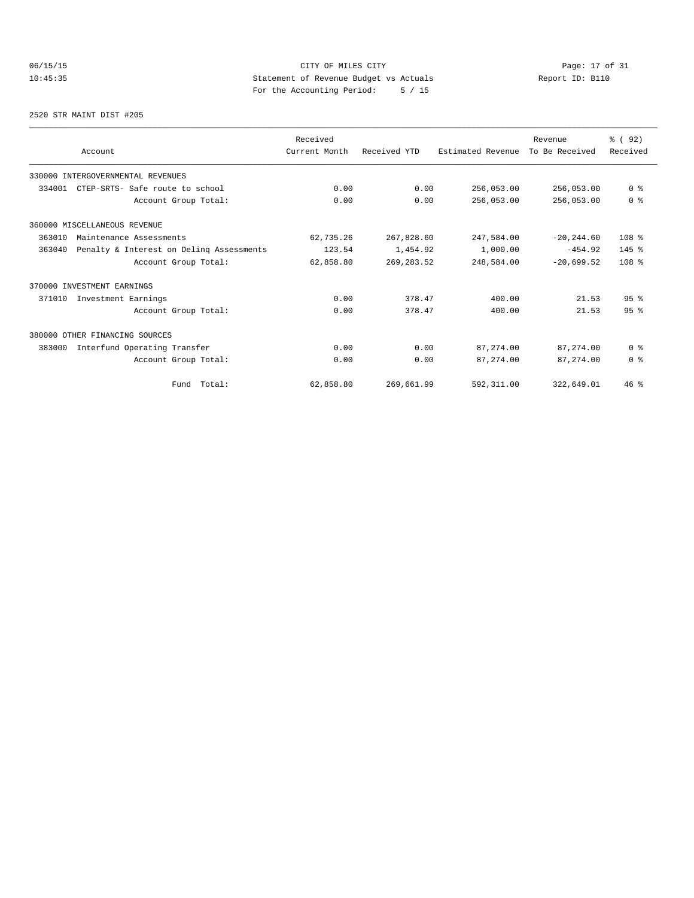CITY OF MILES CITY

Statement of Revenue Budget vs Actuals

For the Accounting Period: 5 / 15

06/15/15
10:45:35

Report ID: B110

2520 STR MAINT DIST #205

| Account | Received Current Month | Received YTD | Estimated Revenue | Revenue To Be Received | % ( 92) Received |
|---|---|---|---|---|---|
| 330000 INTERGOVERNMENTAL REVENUES | | | | | |
| 334001 CTEP-SRTS- Safe route to school | 0.00 | 0.00 | 256,053.00 | 256,053.00 | 0 % |
| Account Group Total: | 0.00 | 0.00 | 256,053.00 | 256,053.00 | 0 % |
| 360000 MISCELLANEOUS REVENUE | | | | | |
| 363010 Maintenance Assessments | 62,735.26 | 267,828.60 | 247,584.00 | -20,244.60 | 108 % |
| 363040 Penalty & Interest on Delinq Assessments | 123.54 | 1,454.92 | 1,000.00 | -454.92 | 145 % |
| Account Group Total: | 62,858.80 | 269,283.52 | 248,584.00 | -20,699.52 | 108 % |
| 370000 INVESTMENT EARNINGS | | | | | |
| 371010 Investment Earnings | 0.00 | 378.47 | 400.00 | 21.53 | 95 % |
| Account Group Total: | 0.00 | 378.47 | 400.00 | 21.53 | 95 % |
| 380000 OTHER FINANCING SOURCES | | | | | |
| 383000 Interfund Operating Transfer | 0.00 | 0.00 | 87,274.00 | 87,274.00 | 0 % |
| Account Group Total: | 0.00 | 0.00 | 87,274.00 | 87,274.00 | 0 % |
| Fund Total: | 62,858.80 | 269,661.99 | 592,311.00 | 322,649.01 | 46 % |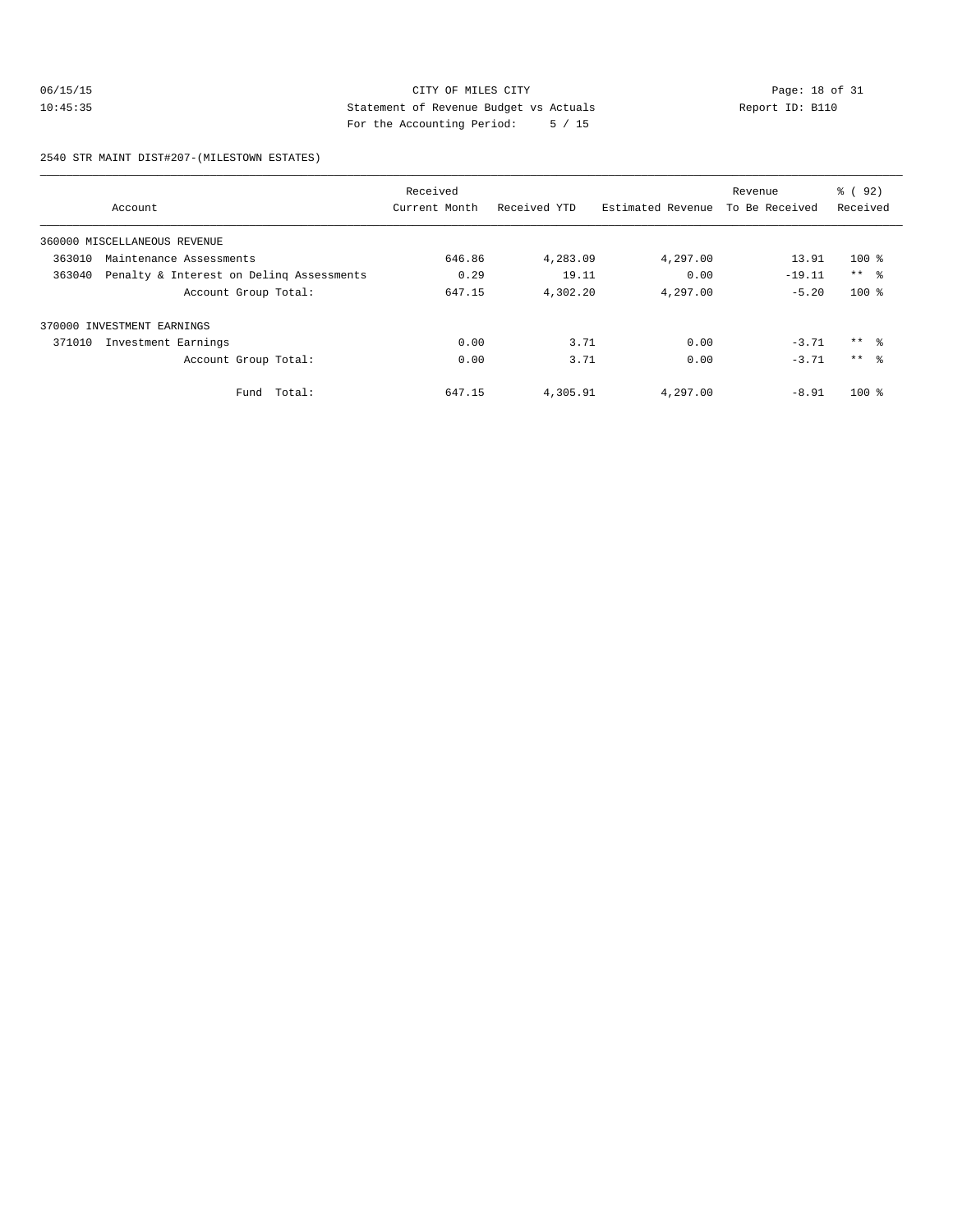06/15/15 CITY OF MILES CITY

10:45:35 Statement of Revenue Budget vs Actuals Report ID: B110

For the Accounting Period: 5 / 15

2540 STR MAINT DIST#207-(MILESTOWN ESTATES)

| Account | Received Current Month | Received YTD | Estimated Revenue | Revenue To Be Received | % ( 92) Received |
|---|---|---|---|---|---|
| 360000 MISCELLANEOUS REVENUE | | | | | |
| 363010 Maintenance Assessments | 646.86 | 4,283.09 | 4,297.00 | 13.91 | 100 % |
| 363040 Penalty & Interest on Delinq Assessments | 0.29 | 19.11 | 0.00 | -19.11 | ** % |
| Account Group Total: | 647.15 | 4,302.20 | 4,297.00 | -5.20 | 100 % |
| 370000 INVESTMENT EARNINGS | | | | | |
| 371010 Investment Earnings | 0.00 | 3.71 | 0.00 | -3.71 | ** % |
| Account Group Total: | 0.00 | 3.71 | 0.00 | -3.71 | ** % |
| Fund Total: | 647.15 | 4,305.91 | 4,297.00 | -8.91 | 100 % |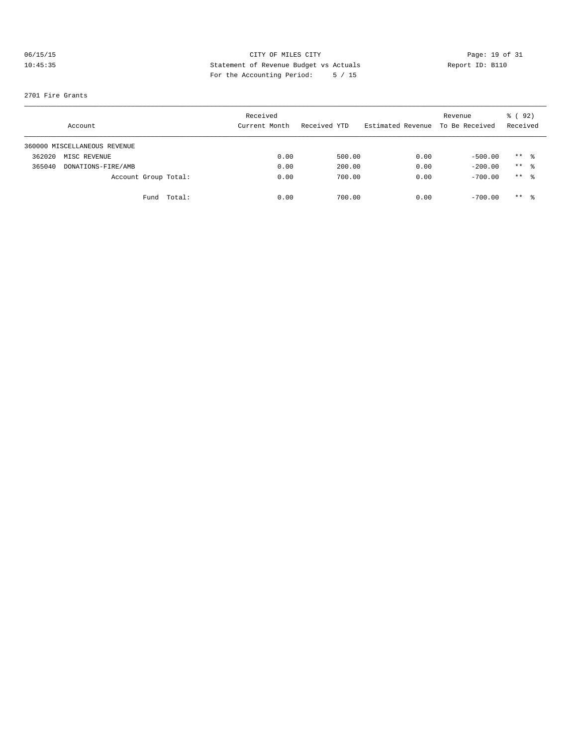CITY OF MILES CITY
Statement of Revenue Budget vs Actuals
For the Accounting Period: 5 / 15

06/15/15
10:45:35

Report ID: B110

2701 Fire Grants

| Account | Received Current Month | Received YTD | Estimated Revenue | Revenue To Be Received | % ( 92) Received |
|---|---|---|---|---|---|
| 360000 MISCELLANEOUS REVENUE | | | | | |
| 362020 MISC REVENUE | 0.00 | 500.00 | 0.00 | -500.00 | ** % |
| 365040 DONATIONS-FIRE/AMB | 0.00 | 200.00 | 0.00 | -200.00 | ** % |
| Account Group Total: | 0.00 | 700.00 | 0.00 | -700.00 | ** % |
| Fund Total: | 0.00 | 700.00 | 0.00 | -700.00 | ** % |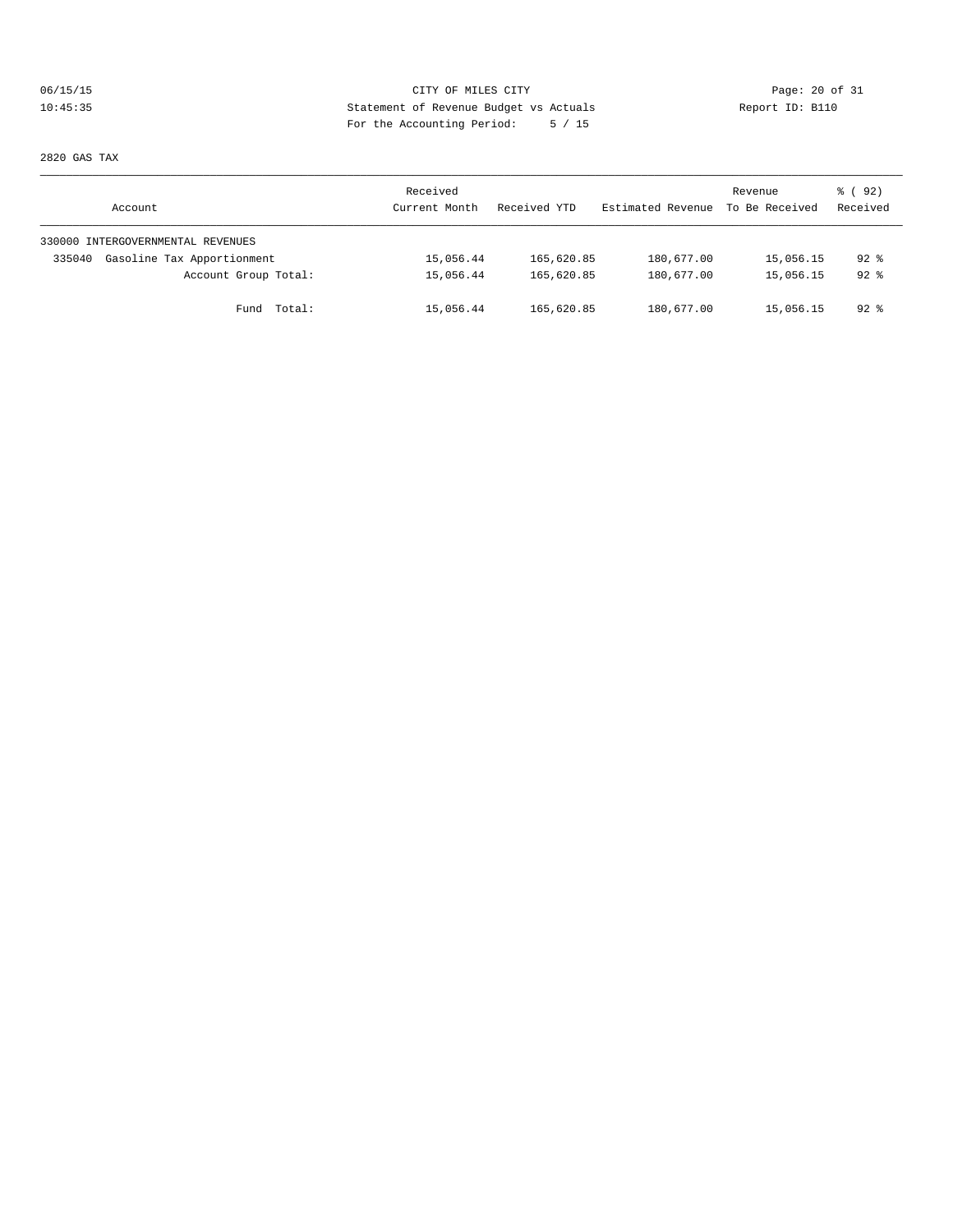CITY OF MILES CITY
Statement of Revenue Budget vs Actuals
For the Accounting Period: 5 / 15

2820 GAS TAX

| Account | Received Current Month | Received YTD | Estimated Revenue | Revenue To Be Received | % ( 92) Received |
|---|---|---|---|---|---|
| 330000 INTERGOVERNMENTAL REVENUES | | | | | |
| 335040 Gasoline Tax Apportionment | 15,056.44 | 165,620.85 | 180,677.00 | 15,056.15 | 92 % |
| Account Group Total: | 15,056.44 | 165,620.85 | 180,677.00 | 15,056.15 | 92 % |
| Fund Total: | 15,056.44 | 165,620.85 | 180,677.00 | 15,056.15 | 92 % |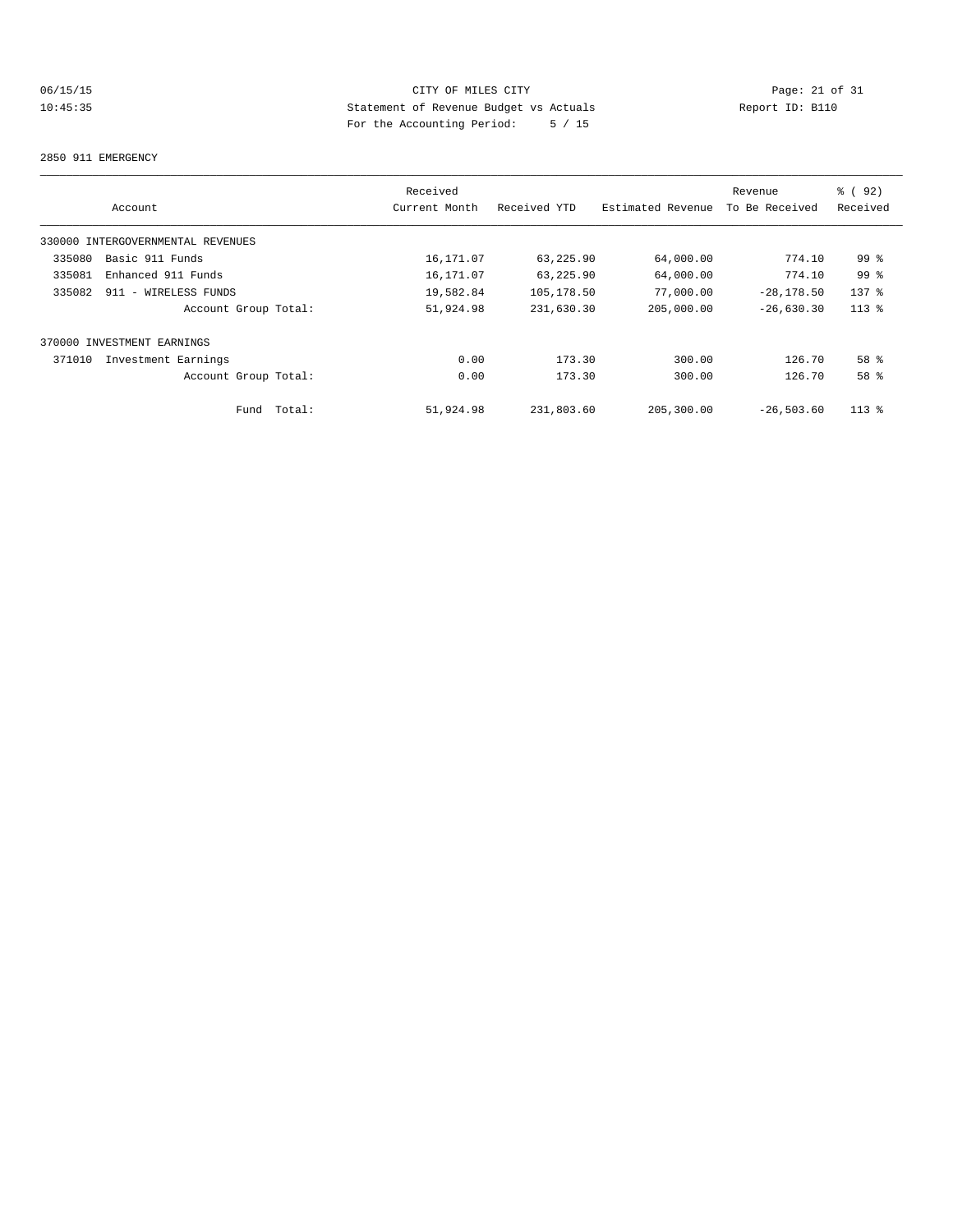CITY OF MILES CITY
Statement of Revenue Budget vs Actuals
For the Accounting Period: 5 / 15

06/15/15 10:45:35 Report ID: B110

2850 911 EMERGENCY

| Account | Received Current Month | Received YTD | Estimated Revenue | Revenue To Be Received | % ( 92) Received |
|---|---|---|---|---|---|
| 330000 INTERGOVERNMENTAL REVENUES | | | | | |
| 335080 Basic 911 Funds | 16,171.07 | 63,225.90 | 64,000.00 | 774.10 | 99 % |
| 335081 Enhanced 911 Funds | 16,171.07 | 63,225.90 | 64,000.00 | 774.10 | 99 % |
| 335082 911 - WIRELESS FUNDS | 19,582.84 | 105,178.50 | 77,000.00 | -28,178.50 | 137 % |
| Account Group Total: | 51,924.98 | 231,630.30 | 205,000.00 | -26,630.30 | 113 % |
| 370000 INVESTMENT EARNINGS | | | | | |
| 371010 Investment Earnings | 0.00 | 173.30 | 300.00 | 126.70 | 58 % |
| Account Group Total: | 0.00 | 173.30 | 300.00 | 126.70 | 58 % |
| Fund Total: | 51,924.98 | 231,803.60 | 205,300.00 | -26,503.60 | 113 % |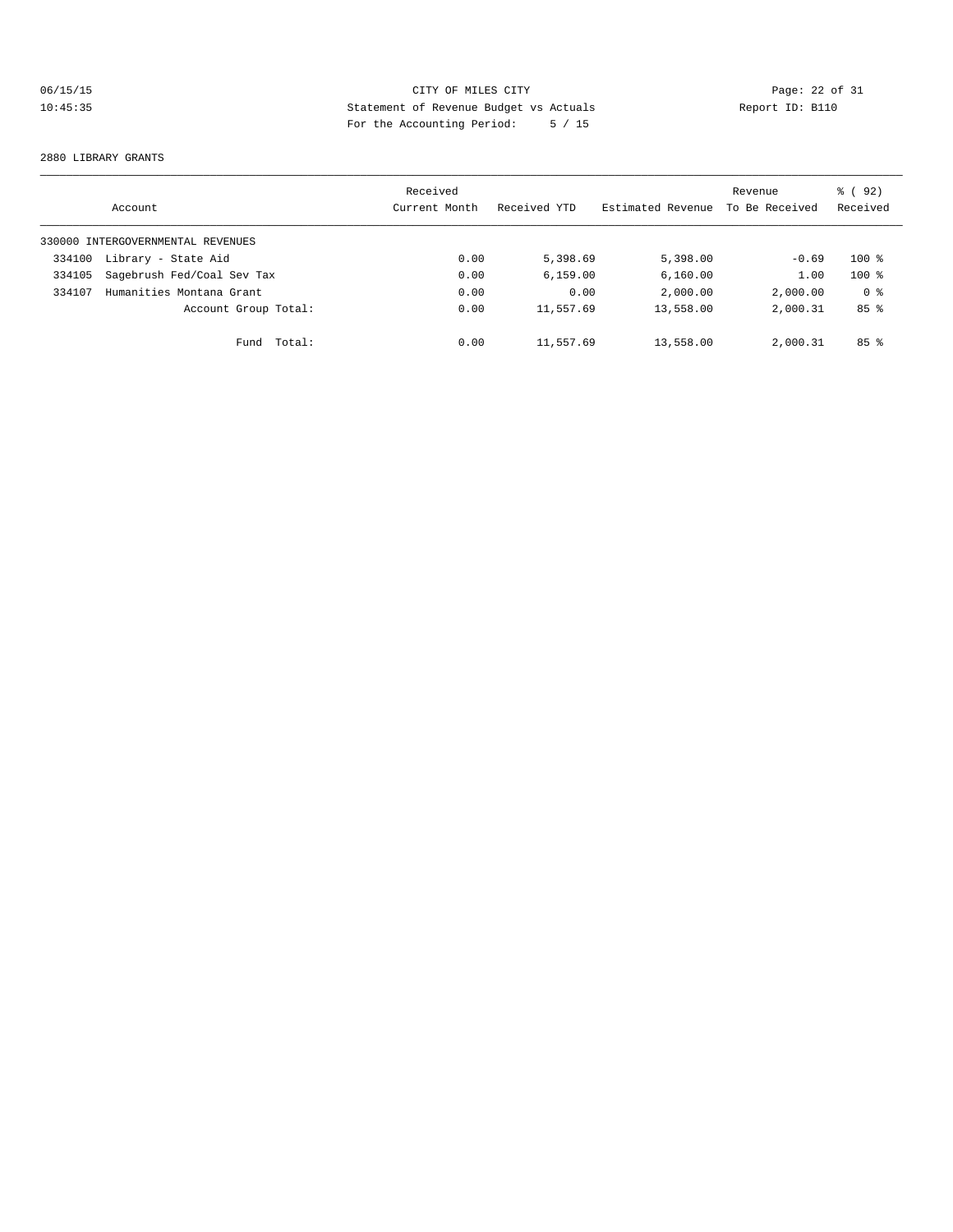CITY OF MILES CITY
Statement of Revenue Budget vs Actuals
For the Accounting Period: 5 / 15

06/15/15
10:45:35

Report ID: B110

2880 LIBRARY GRANTS

| Account | Received Current Month | Received YTD | Estimated Revenue | Revenue To Be Received | % ( 92) Received |
|---|---|---|---|---|---|
| 330000 INTERGOVERNMENTAL REVENUES | | | | | |
| 334100 Library - State Aid | 0.00 | 5,398.69 | 5,398.00 | -0.69 | 100 % |
| 334105 Sagebrush Fed/Coal Sev Tax | 0.00 | 6,159.00 | 6,160.00 | 1.00 | 100 % |
| 334107 Humanities Montana Grant | 0.00 | 0.00 | 2,000.00 | 2,000.00 | 0 % |
| Account Group Total: | 0.00 | 11,557.69 | 13,558.00 | 2,000.31 | 85 % |
| Fund Total: | 0.00 | 11,557.69 | 13,558.00 | 2,000.31 | 85 % |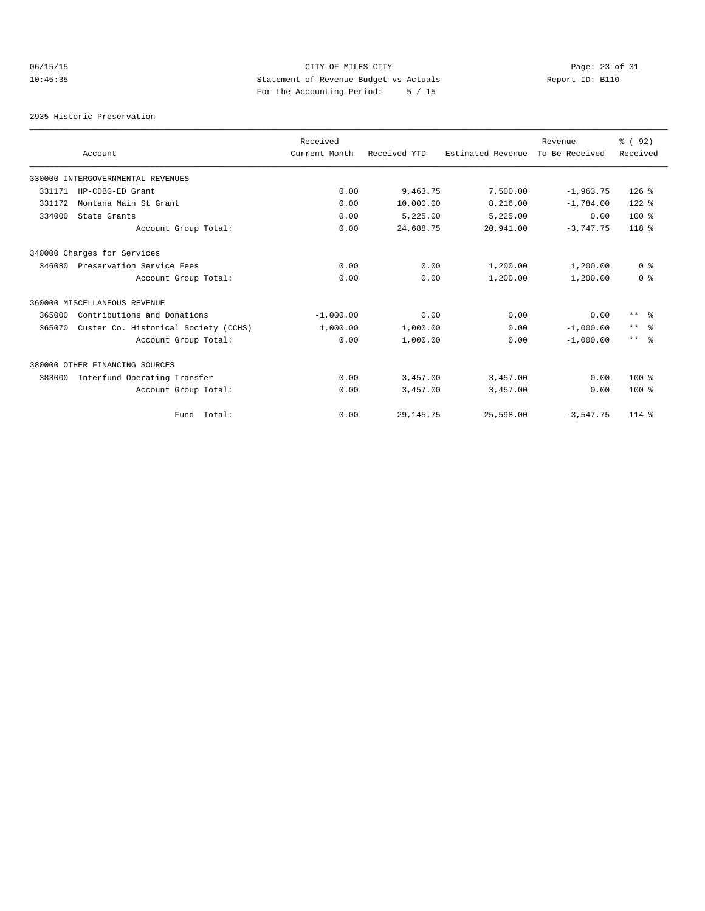CITY OF MILES CITY
Statement of Revenue Budget vs Actuals
For the Accounting Period: 5 / 15

06/15/15 10:45:35 Report ID: B110

2935 Historic Preservation

| Account | Received Current Month | Received YTD | Estimated Revenue | Revenue To Be Received | % ( 92) Received |
|---|---|---|---|---|---|
| 330000 INTERGOVERNMENTAL REVENUES | | | | | |
| 331171 HP-CDBG-ED Grant | 0.00 | 9,463.75 | 7,500.00 | -1,963.75 | 126 % |
| 331172 Montana Main St Grant | 0.00 | 10,000.00 | 8,216.00 | -1,784.00 | 122 % |
| 334000 State Grants | 0.00 | 5,225.00 | 5,225.00 | 0.00 | 100 % |
| Account Group Total: | 0.00 | 24,688.75 | 20,941.00 | -3,747.75 | 118 % |
| 340000 Charges for Services | | | | | |
| 346080 Preservation Service Fees | 0.00 | 0.00 | 1,200.00 | 1,200.00 | 0 % |
| Account Group Total: | 0.00 | 0.00 | 1,200.00 | 1,200.00 | 0 % |
| 360000 MISCELLANEOUS REVENUE | | | | | |
| 365000 Contributions and Donations | -1,000.00 | 0.00 | 0.00 | 0.00 | ** % |
| 365070 Custer Co. Historical Society (CCHS) | 1,000.00 | 1,000.00 | 0.00 | -1,000.00 | ** % |
| Account Group Total: | 0.00 | 1,000.00 | 0.00 | -1,000.00 | ** % |
| 380000 OTHER FINANCING SOURCES | | | | | |
| 383000 Interfund Operating Transfer | 0.00 | 3,457.00 | 3,457.00 | 0.00 | 100 % |
| Account Group Total: | 0.00 | 3,457.00 | 3,457.00 | 0.00 | 100 % |
| Fund Total: | 0.00 | 29,145.75 | 25,598.00 | -3,547.75 | 114 % |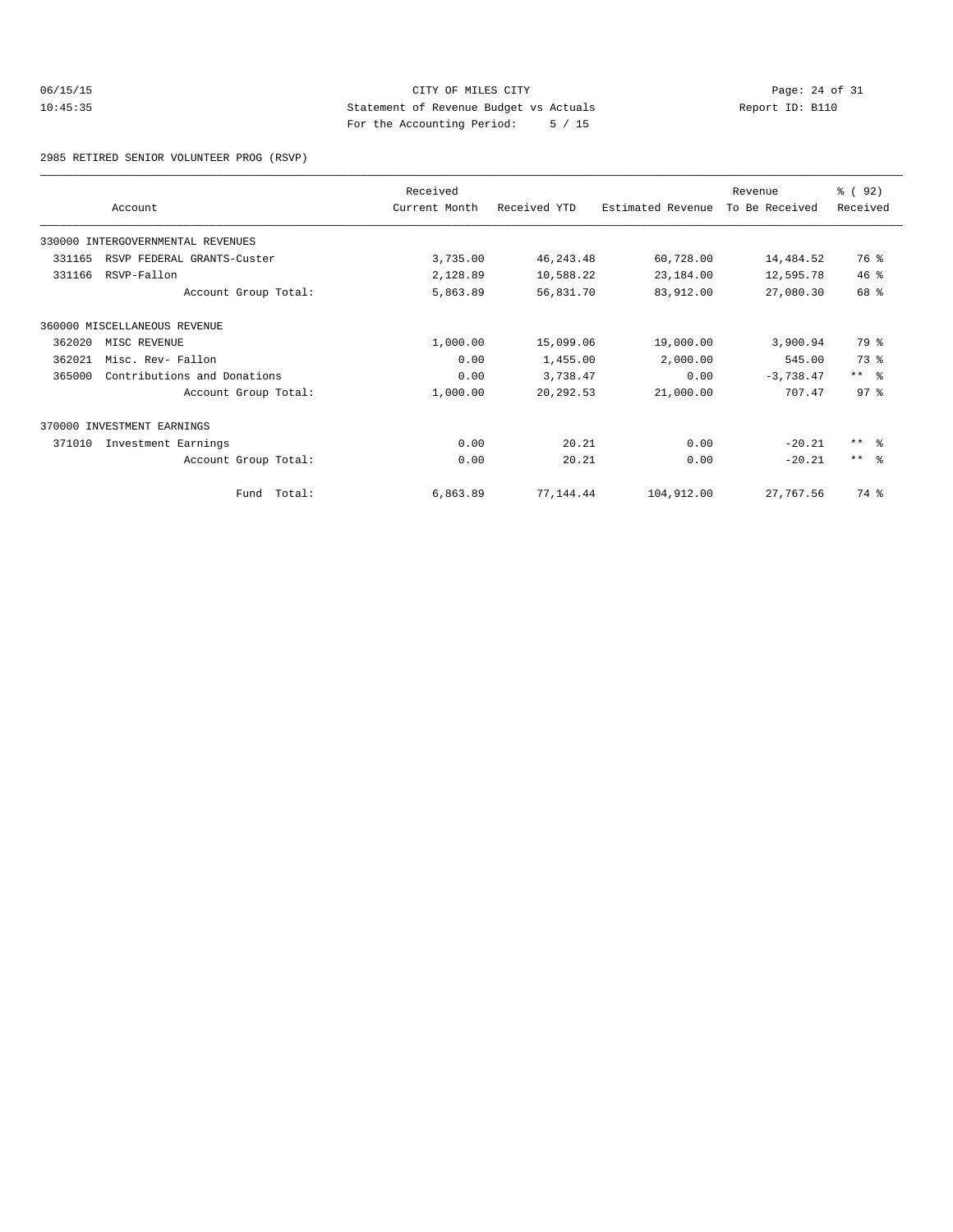CITY OF MILES CITY
Statement of Revenue Budget vs Actuals
For the Accounting Period: 5 / 15

06/15/15 10:45:35 Report ID: B110

2985 RETIRED SENIOR VOLUNTEER PROG (RSVP)

| Account | Received Current Month | Received YTD | Estimated Revenue | Revenue To Be Received | % ( 92) Received |
|---|---|---|---|---|---|
| 330000 INTERGOVERNMENTAL REVENUES | | | | | |
| 331165 RSVP FEDERAL GRANTS-Custer | 3,735.00 | 46,243.48 | 60,728.00 | 14,484.52 | 76 % |
| 331166 RSVP-Fallon | 2,128.89 | 10,588.22 | 23,184.00 | 12,595.78 | 46 % |
| Account Group Total: | 5,863.89 | 56,831.70 | 83,912.00 | 27,080.30 | 68 % |
| 360000 MISCELLANEOUS REVENUE | | | | | |
| 362020 MISC REVENUE | 1,000.00 | 15,099.06 | 19,000.00 | 3,900.94 | 79 % |
| 362021 Misc. Rev- Fallon | 0.00 | 1,455.00 | 2,000.00 | 545.00 | 73 % |
| 365000 Contributions and Donations | 0.00 | 3,738.47 | 0.00 | -3,738.47 | ** % |
| Account Group Total: | 1,000.00 | 20,292.53 | 21,000.00 | 707.47 | 97 % |
| 370000 INVESTMENT EARNINGS | | | | | |
| 371010 Investment Earnings | 0.00 | 20.21 | 0.00 | -20.21 | ** % |
| Account Group Total: | 0.00 | 20.21 | 0.00 | -20.21 | ** % |
| Fund Total: | 6,863.89 | 77,144.44 | 104,912.00 | 27,767.56 | 74 % |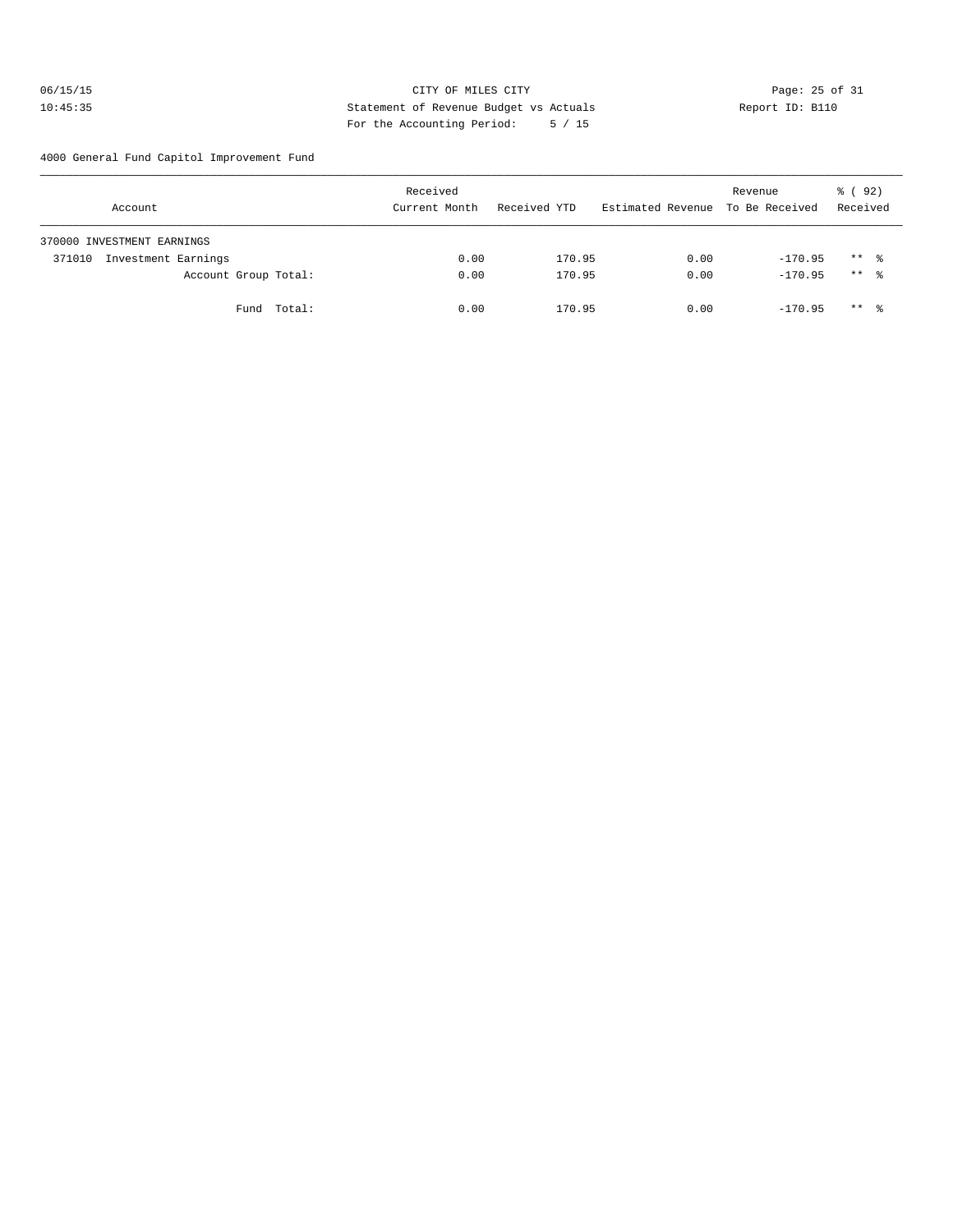CITY OF MILES CITY

Statement of Revenue Budget vs Actuals

For the Accounting Period: 5 / 15

06/15/15
10:45:35

Report ID: B110

4000 General Fund Capitol Improvement Fund

| Account | Received Current Month | Received YTD | Estimated Revenue | Revenue To Be Received | % ( 92) Received |
|---|---|---|---|---|---|
| 370000 INVESTMENT EARNINGS | | | | | |
| 371010 Investment Earnings | 0.00 | 170.95 | 0.00 | -170.95 | ** % |
| Account Group Total: | 0.00 | 170.95 | 0.00 | -170.95 | ** % |
| Fund Total: | 0.00 | 170.95 | 0.00 | -170.95 | ** % |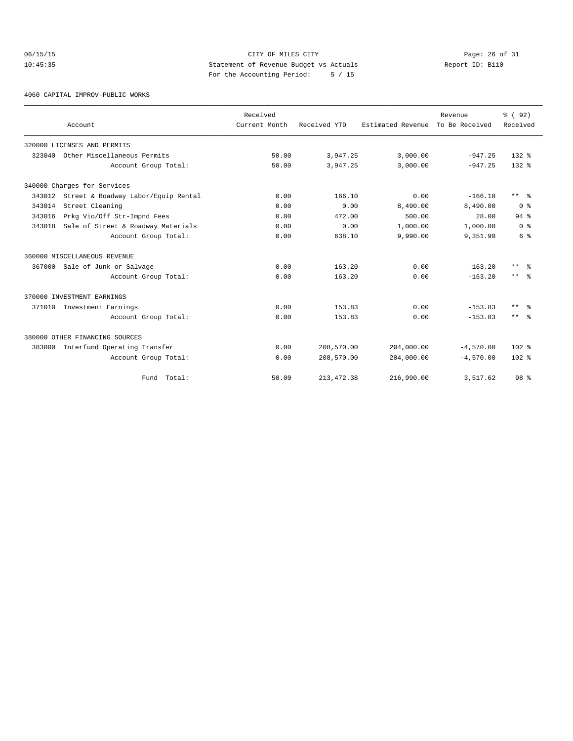CITY OF MILES CITY

Statement of Revenue Budget vs Actuals

For the Accounting Period: 5 / 15

06/15/15 10:45:35 Report ID: B110

4060 CAPITAL IMPROV-PUBLIC WORKS

| Account | Received Current Month | Received YTD | Estimated Revenue | Revenue To Be Received | % ( 92) Received |
|---|---|---|---|---|---|
| 320000 LICENSES AND PERMITS | | | | | |
| 323040 Other Miscellaneous Permits | 50.00 | 3,947.25 | 3,000.00 | -947.25 | 132 % |
| Account Group Total: | 50.00 | 3,947.25 | 3,000.00 | -947.25 | 132 % |
| 340000 Charges for Services | | | | | |
| 343012 Street & Roadway Labor/Equip Rental | 0.00 | 166.10 | 0.00 | -166.10 | ** % |
| 343014 Street Cleaning | 0.00 | 0.00 | 8,490.00 | 8,490.00 | 0 % |
| 343016 Prkg Vio/Off Str-Impnd Fees | 0.00 | 472.00 | 500.00 | 28.00 | 94 % |
| 343018 Sale of Street & Roadway Materials | 0.00 | 0.00 | 1,000.00 | 1,000.00 | 0 % |
| Account Group Total: | 0.00 | 638.10 | 9,990.00 | 9,351.90 | 6 % |
| 360000 MISCELLANEOUS REVENUE | | | | | |
| 367000 Sale of Junk or Salvage | 0.00 | 163.20 | 0.00 | -163.20 | ** % |
| Account Group Total: | 0.00 | 163.20 | 0.00 | -163.20 | ** % |
| 370000 INVESTMENT EARNINGS | | | | | |
| 371010 Investment Earnings | 0.00 | 153.83 | 0.00 | -153.83 | ** % |
| Account Group Total: | 0.00 | 153.83 | 0.00 | -153.83 | ** % |
| 380000 OTHER FINANCING SOURCES | | | | | |
| 383000 Interfund Operating Transfer | 0.00 | 208,570.00 | 204,000.00 | -4,570.00 | 102 % |
| Account Group Total: | 0.00 | 208,570.00 | 204,000.00 | -4,570.00 | 102 % |
| Fund Total: | 50.00 | 213,472.38 | 216,990.00 | 3,517.62 | 98 % |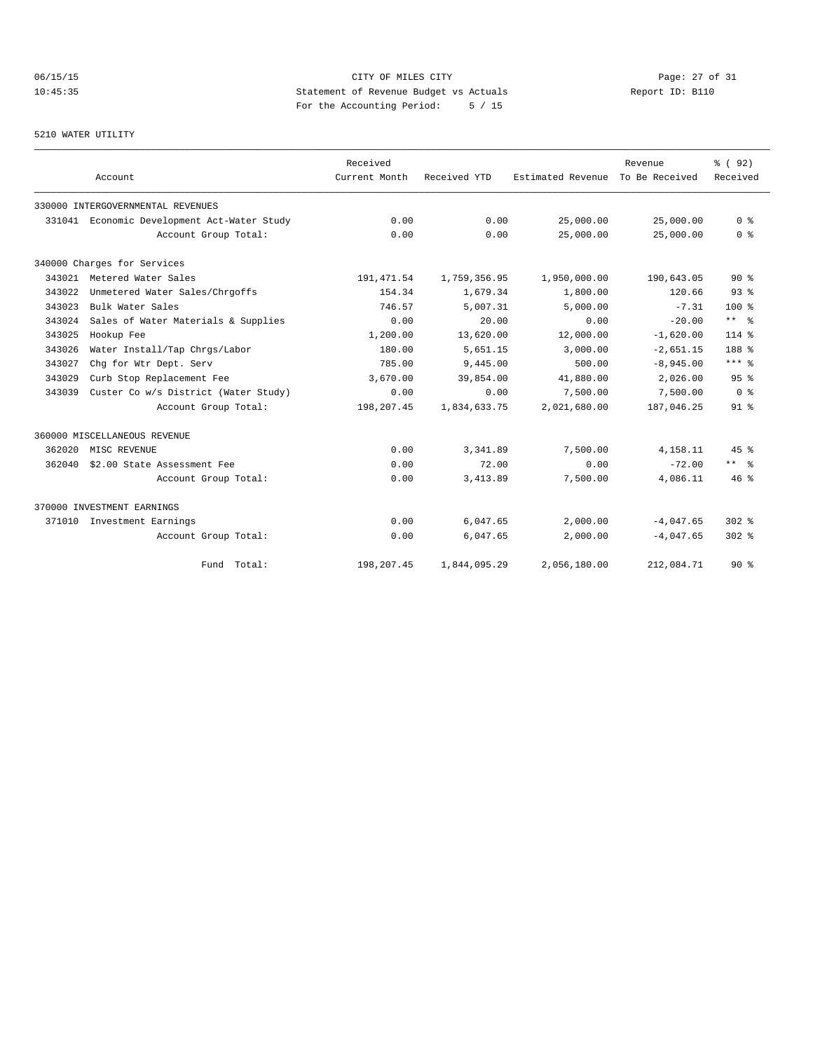CITY OF MILES CITY
Statement of Revenue Budget vs Actuals
For the Accounting Period: 5 / 15

06/15/15
10:45:35

Report ID: B110

5210 WATER UTILITY

| Account | | Received Current Month | Received YTD | Estimated Revenue | Revenue To Be Received | % ( 92) Received |
|---|---|---|---|---|---|---|
| 330000 INTERGOVERNMENTAL REVENUES | | | | | | |
| 331041 | Economic Development Act-Water Study | 0.00 | 0.00 | 25,000.00 | 25,000.00 | 0 % |
| | Account Group Total: | 0.00 | 0.00 | 25,000.00 | 25,000.00 | 0 % |
| 340000 Charges for Services | | | | | | |
| 343021 | Metered Water Sales | 191,471.54 | 1,759,356.95 | 1,950,000.00 | 190,643.05 | 90 % |
| 343022 | Unmetered Water Sales/Chrgoffs | 154.34 | 1,679.34 | 1,800.00 | 120.66 | 93 % |
| 343023 | Bulk Water Sales | 746.57 | 5,007.31 | 5,000.00 | -7.31 | 100 % |
| 343024 | Sales of Water Materials & Supplies | 0.00 | 20.00 | 0.00 | -20.00 | ** % |
| 343025 | Hookup Fee | 1,200.00 | 13,620.00 | 12,000.00 | -1,620.00 | 114 % |
| 343026 | Water Install/Tap Chrgs/Labor | 180.00 | 5,651.15 | 3,000.00 | -2,651.15 | 188 % |
| 343027 | Chg for Wtr Dept. Serv | 785.00 | 9,445.00 | 500.00 | -8,945.00 | *** % |
| 343029 | Curb Stop Replacement Fee | 3,670.00 | 39,854.00 | 41,880.00 | 2,026.00 | 95 % |
| 343039 | Custer Co w/s District (Water Study) | 0.00 | 0.00 | 7,500.00 | 7,500.00 | 0 % |
| | Account Group Total: | 198,207.45 | 1,834,633.75 | 2,021,680.00 | 187,046.25 | 91 % |
| 360000 MISCELLANEOUS REVENUE | | | | | | |
| 362020 | MISC REVENUE | 0.00 | 3,341.89 | 7,500.00 | 4,158.11 | 45 % |
| 362040 | $2.00 State Assessment Fee | 0.00 | 72.00 | 0.00 | -72.00 | ** % |
| | Account Group Total: | 0.00 | 3,413.89 | 7,500.00 | 4,086.11 | 46 % |
| 370000 INVESTMENT EARNINGS | | | | | | |
| 371010 | Investment Earnings | 0.00 | 6,047.65 | 2,000.00 | -4,047.65 | 302 % |
| | Account Group Total: | 0.00 | 6,047.65 | 2,000.00 | -4,047.65 | 302 % |
| | Fund Total: | 198,207.45 | 1,844,095.29 | 2,056,180.00 | 212,084.71 | 90 % |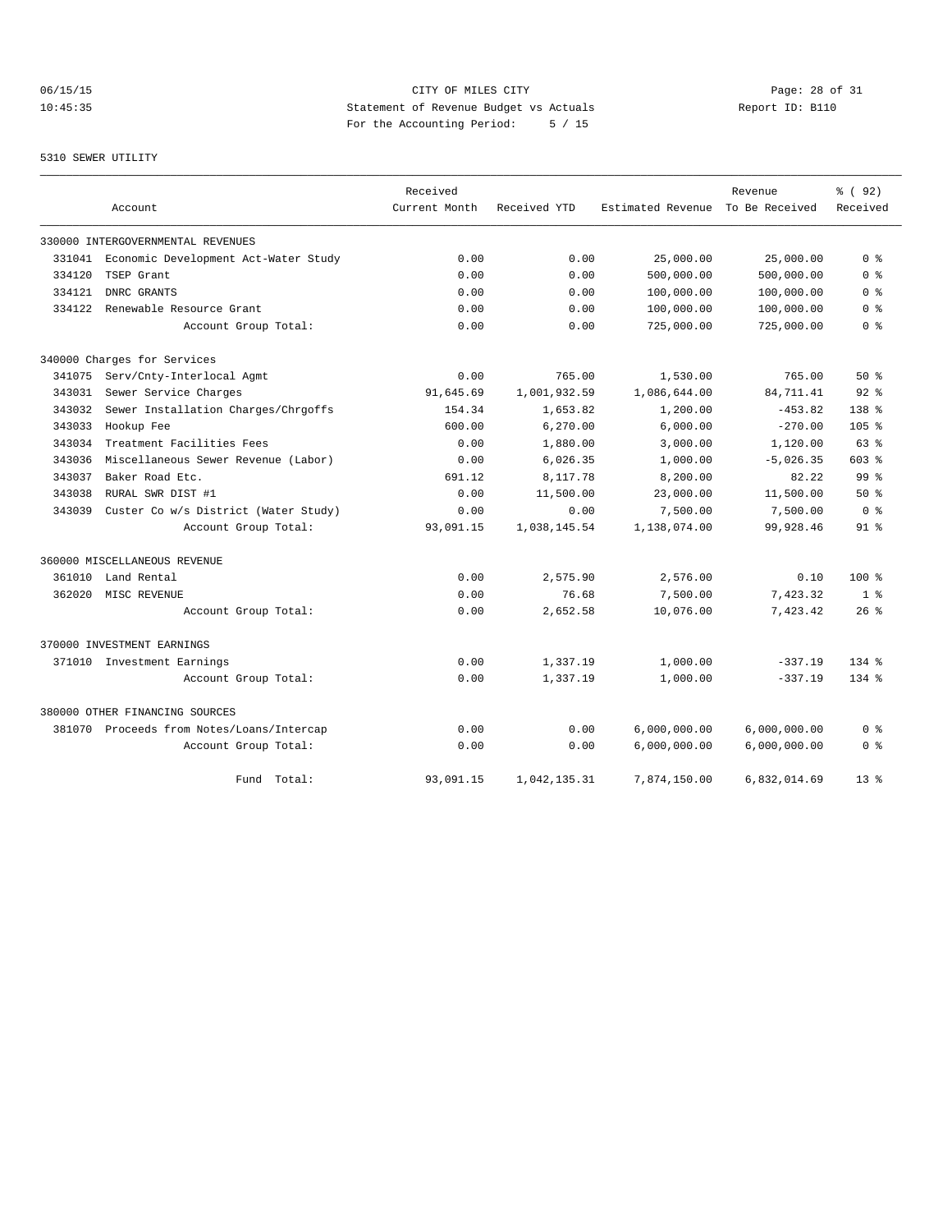CITY OF MILES CITY
Statement of Revenue Budget vs Actuals
For the Accounting Period: 5 / 15

06/15/15 10:45:35 Report ID: B110

5310 SEWER UTILITY

| Account | | Received Current Month | Received YTD | Estimated Revenue | Revenue To Be Received | % ( 92) Received |
|---|---|---|---|---|---|---|
| 330000 INTERGOVERNMENTAL REVENUES | | | | | | |
| 331041 | Economic Development Act-Water Study | 0.00 | 0.00 | 25,000.00 | 25,000.00 | 0 % |
| 334120 | TSEP Grant | 0.00 | 0.00 | 500,000.00 | 500,000.00 | 0 % |
| 334121 | DNRC GRANTS | 0.00 | 0.00 | 100,000.00 | 100,000.00 | 0 % |
| 334122 | Renewable Resource Grant | 0.00 | 0.00 | 100,000.00 | 100,000.00 | 0 % |
| | Account Group Total: | 0.00 | 0.00 | 725,000.00 | 725,000.00 | 0 % |
| 340000 Charges for Services | | | | | | |
| 341075 | Serv/Cnty-Interlocal Agmt | 0.00 | 765.00 | 1,530.00 | 765.00 | 50 % |
| 343031 | Sewer Service Charges | 91,645.69 | 1,001,932.59 | 1,086,644.00 | 84,711.41 | 92 % |
| 343032 | Sewer Installation Charges/Chrgoffs | 154.34 | 1,653.82 | 1,200.00 | -453.82 | 138 % |
| 343033 | Hookup Fee | 600.00 | 6,270.00 | 6,000.00 | -270.00 | 105 % |
| 343034 | Treatment Facilities Fees | 0.00 | 1,880.00 | 3,000.00 | 1,120.00 | 63 % |
| 343036 | Miscellaneous Sewer Revenue (Labor) | 0.00 | 6,026.35 | 1,000.00 | -5,026.35 | 603 % |
| 343037 | Baker Road Etc. | 691.12 | 8,117.78 | 8,200.00 | 82.22 | 99 % |
| 343038 | RURAL SWR DIST #1 | 0.00 | 11,500.00 | 23,000.00 | 11,500.00 | 50 % |
| 343039 | Custer Co w/s District (Water Study) | 0.00 | 0.00 | 7,500.00 | 7,500.00 | 0 % |
| | Account Group Total: | 93,091.15 | 1,038,145.54 | 1,138,074.00 | 99,928.46 | 91 % |
| 360000 MISCELLANEOUS REVENUE | | | | | | |
| 361010 | Land Rental | 0.00 | 2,575.90 | 2,576.00 | 0.10 | 100 % |
| 362020 | MISC REVENUE | 0.00 | 76.68 | 7,500.00 | 7,423.32 | 1 % |
| | Account Group Total: | 0.00 | 2,652.58 | 10,076.00 | 7,423.42 | 26 % |
| 370000 INVESTMENT EARNINGS | | | | | | |
| 371010 | Investment Earnings | 0.00 | 1,337.19 | 1,000.00 | -337.19 | 134 % |
| | Account Group Total: | 0.00 | 1,337.19 | 1,000.00 | -337.19 | 134 % |
| 380000 OTHER FINANCING SOURCES | | | | | | |
| 381070 | Proceeds from Notes/Loans/Intercap | 0.00 | 0.00 | 6,000,000.00 | 6,000,000.00 | 0 % |
| | Account Group Total: | 0.00 | 0.00 | 6,000,000.00 | 6,000,000.00 | 0 % |
| | Fund Total: | 93,091.15 | 1,042,135.31 | 7,874,150.00 | 6,832,014.69 | 13 % |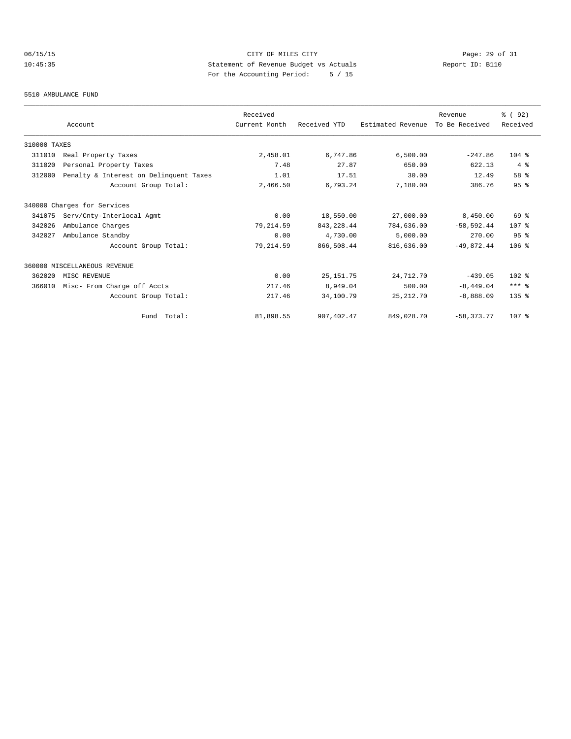CITY OF MILES CITY
Statement of Revenue Budget vs Actuals
For the Accounting Period: 5 / 15

Report ID: B110

5510 AMBULANCE FUND

| | Account | Received Current Month | Received YTD | Estimated Revenue | Revenue To Be Received | % ( 92) Received |
|---|---|---|---|---|---|---|
| 310000 TAXES | | | | | | |
| 311010 | Real Property Taxes | 2,458.01 | 6,747.86 | 6,500.00 | -247.86 | 104 % |
| 311020 | Personal Property Taxes | 7.48 | 27.87 | 650.00 | 622.13 | 4 % |
| 312000 | Penalty & Interest on Delinquent Taxes | 1.01 | 17.51 | 30.00 | 12.49 | 58 % |
| | Account Group Total: | 2,466.50 | 6,793.24 | 7,180.00 | 386.76 | 95 % |
| 340000 Charges for Services | | | | | | |
| 341075 | Serv/Cnty-Interlocal Agmt | 0.00 | 18,550.00 | 27,000.00 | 8,450.00 | 69 % |
| 342026 | Ambulance Charges | 79,214.59 | 843,228.44 | 784,636.00 | -58,592.44 | 107 % |
| 342027 | Ambulance Standby | 0.00 | 4,730.00 | 5,000.00 | 270.00 | 95 % |
| | Account Group Total: | 79,214.59 | 866,508.44 | 816,636.00 | -49,872.44 | 106 % |
| 360000 MISCELLANEOUS REVENUE | | | | | | |
| 362020 | MISC REVENUE | 0.00 | 25,151.75 | 24,712.70 | -439.05 | 102 % |
| 366010 | Misc- From Charge off Accts | 217.46 | 8,949.04 | 500.00 | -8,449.04 | *** % |
| | Account Group Total: | 217.46 | 34,100.79 | 25,212.70 | -8,888.09 | 135 % |
| | Fund Total: | 81,898.55 | 907,402.47 | 849,028.70 | -58,373.77 | 107 % |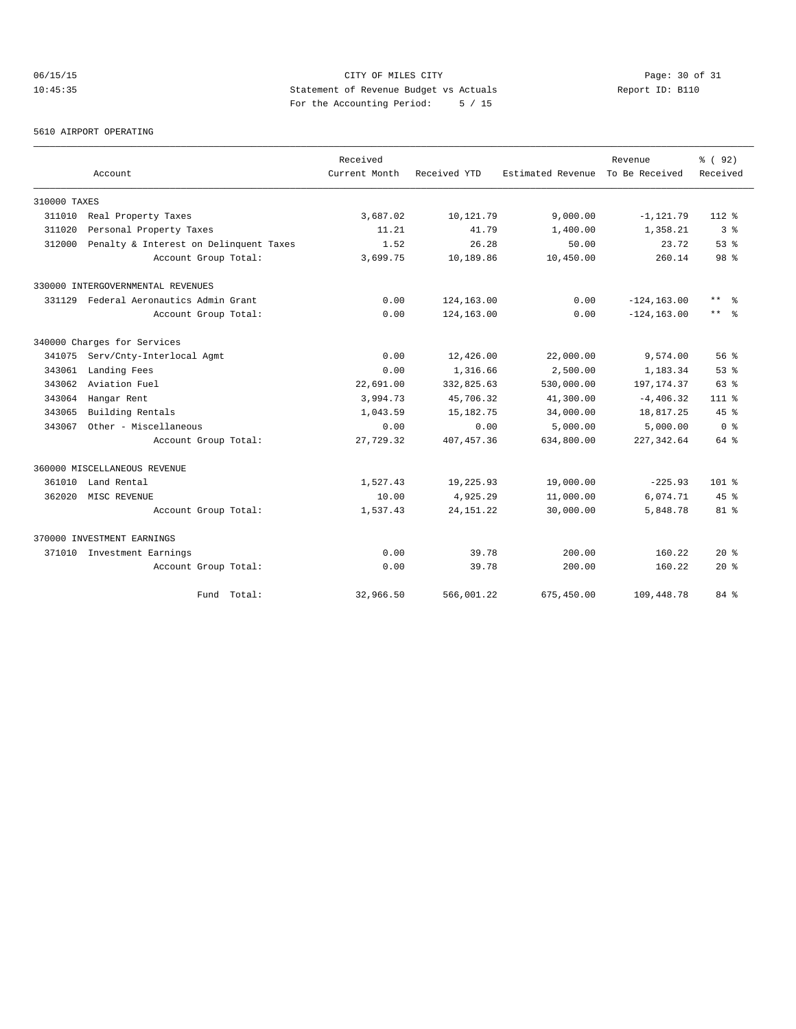CITY OF MILES CITY
Statement of Revenue Budget vs Actuals
For the Accounting Period: 5 / 15

06/15/15
10:45:35

Report ID: B110

5610 AIRPORT OPERATING

| Account | Received Current Month | Received YTD | Estimated Revenue | Revenue To Be Received | % ( 92) Received |
|---|---|---|---|---|---|
| 310000 TAXES | | | | | |
| 311010 Real Property Taxes | 3,687.02 | 10,121.79 | 9,000.00 | -1,121.79 | 112 % |
| 311020 Personal Property Taxes | 11.21 | 41.79 | 1,400.00 | 1,358.21 | 3 % |
| 312000 Penalty & Interest on Delinquent Taxes | 1.52 | 26.28 | 50.00 | 23.72 | 53 % |
| Account Group Total: | 3,699.75 | 10,189.86 | 10,450.00 | 260.14 | 98 % |
| 330000 INTERGOVERNMENTAL REVENUES | | | | | |
| 331129 Federal Aeronautics Admin Grant | 0.00 | 124,163.00 | 0.00 | -124,163.00 | ** % |
| Account Group Total: | 0.00 | 124,163.00 | 0.00 | -124,163.00 | ** % |
| 340000 Charges for Services | | | | | |
| 341075 Serv/Cnty-Interlocal Agmt | 0.00 | 12,426.00 | 22,000.00 | 9,574.00 | 56 % |
| 343061 Landing Fees | 0.00 | 1,316.66 | 2,500.00 | 1,183.34 | 53 % |
| 343062 Aviation Fuel | 22,691.00 | 332,825.63 | 530,000.00 | 197,174.37 | 63 % |
| 343064 Hangar Rent | 3,994.73 | 45,706.32 | 41,300.00 | -4,406.32 | 111 % |
| 343065 Building Rentals | 1,043.59 | 15,182.75 | 34,000.00 | 18,817.25 | 45 % |
| 343067 Other - Miscellaneous | 0.00 | 0.00 | 5,000.00 | 5,000.00 | 0 % |
| Account Group Total: | 27,729.32 | 407,457.36 | 634,800.00 | 227,342.64 | 64 % |
| 360000 MISCELLANEOUS REVENUE | | | | | |
| 361010 Land Rental | 1,527.43 | 19,225.93 | 19,000.00 | -225.93 | 101 % |
| 362020 MISC REVENUE | 10.00 | 4,925.29 | 11,000.00 | 6,074.71 | 45 % |
| Account Group Total: | 1,537.43 | 24,151.22 | 30,000.00 | 5,848.78 | 81 % |
| 370000 INVESTMENT EARNINGS | | | | | |
| 371010 Investment Earnings | 0.00 | 39.78 | 200.00 | 160.22 | 20 % |
| Account Group Total: | 0.00 | 39.78 | 200.00 | 160.22 | 20 % |
| Fund Total: | 32,966.50 | 566,001.22 | 675,450.00 | 109,448.78 | 84 % |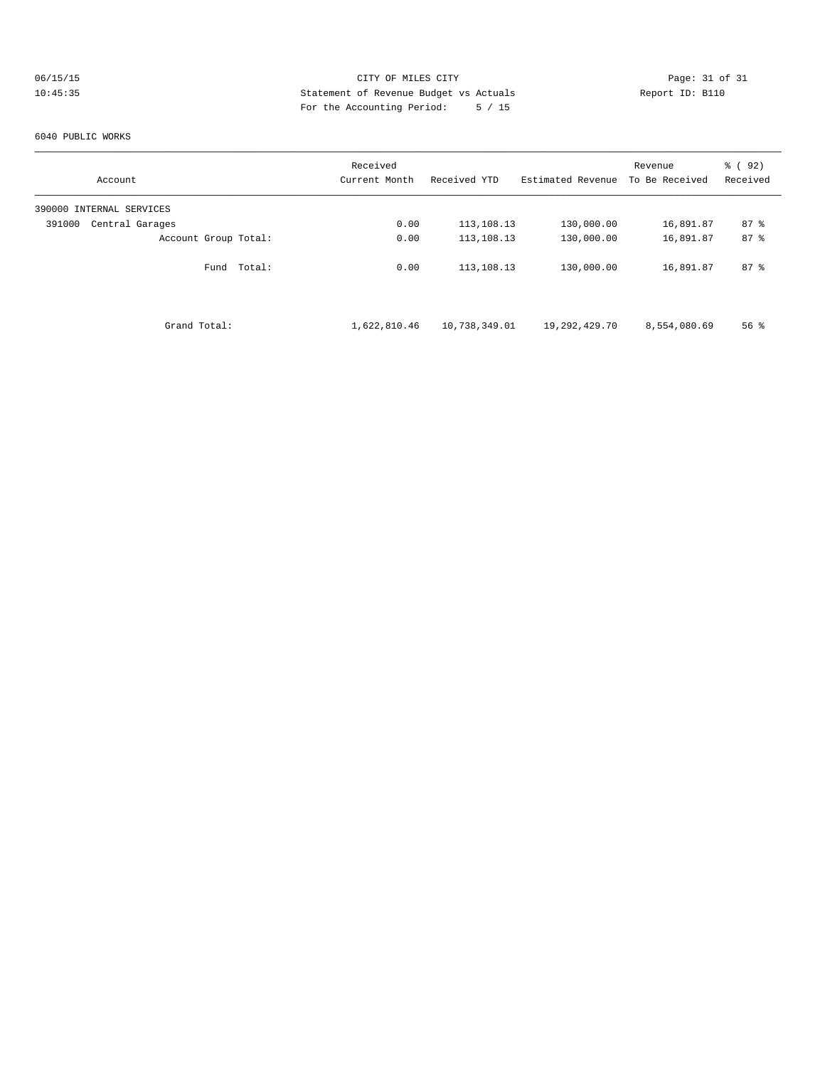CITY OF MILES CITY
Statement of Revenue Budget vs Actuals
For the Accounting Period: 5 / 15

06/15/15
10:45:35

Report ID: B110

6040 PUBLIC WORKS

| Account | Received Current Month | Received YTD | Estimated Revenue | Revenue To Be Received | % ( 92) Received |
|---|---|---|---|---|---|
| 390000 INTERNAL SERVICES | | | | | |
| 391000 Central Garages | 0.00 | 113,108.13 | 130,000.00 | 16,891.87 | 87 % |
| Account Group Total: | 0.00 | 113,108.13 | 130,000.00 | 16,891.87 | 87 % |
| Fund Total: | 0.00 | 113,108.13 | 130,000.00 | 16,891.87 | 87 % |
| Grand Total: | 1,622,810.46 | 10,738,349.01 | 19,292,429.70 | 8,554,080.69 | 56 % |